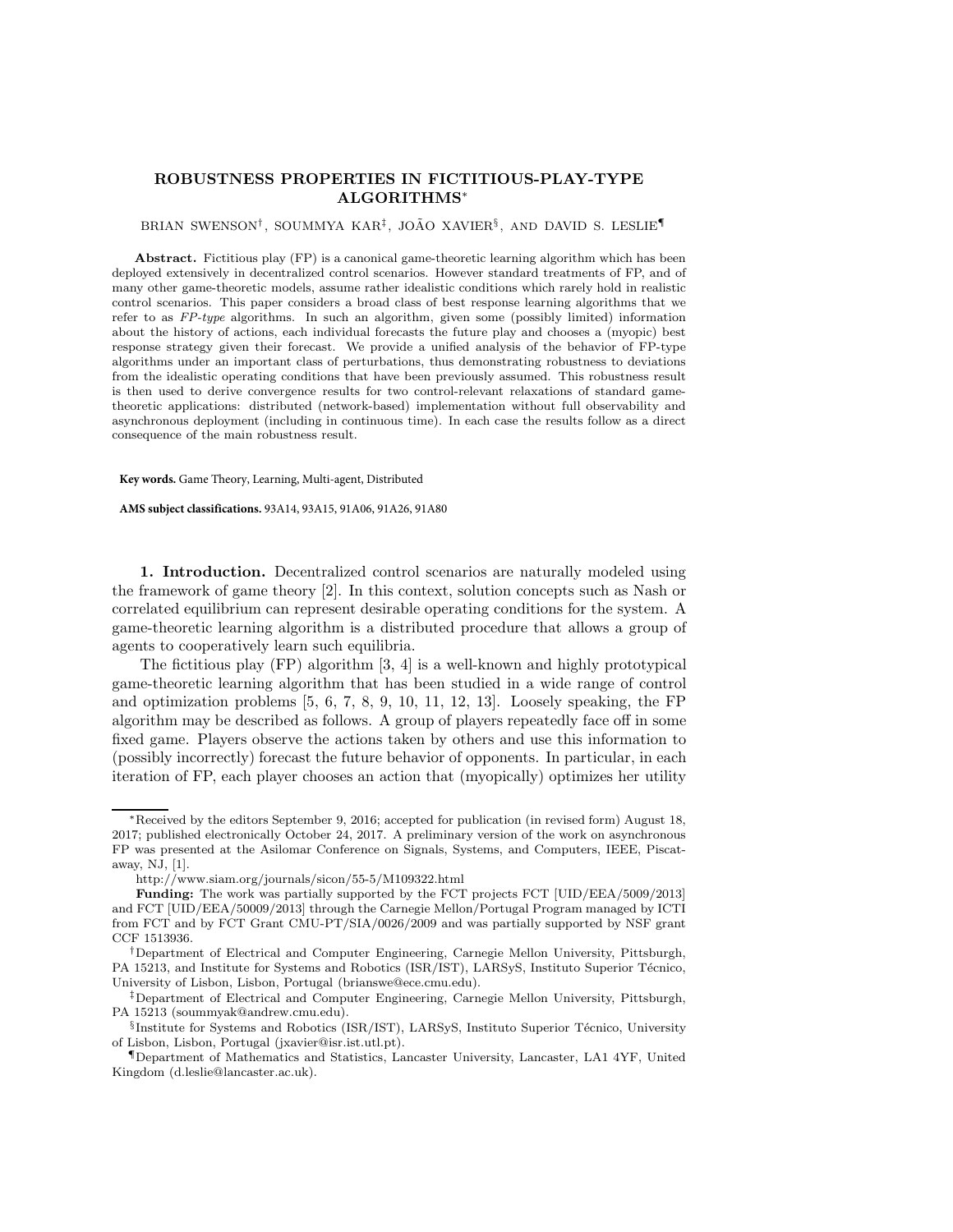# ROBUSTNESS PROPERTIES IN FICTITIOUS-PLAY-TYPE ALGORITHMS*

BRIAN SWENSON†, SOUMMYA KAR‡, JOÃO XAVIER§, AND DAVID S. LESLIE¶

**Abstract.** Fictitious play (FP) is a canonical game-theoretic learning algorithm which has been deployed extensively in decentralized control scenarios. However standard treatments of FP, and of many other game-theoretic models, assume rather idealistic conditions which rarely hold in realistic control scenarios. This paper considers a broad class of best response learning algorithms that we refer to as *FP-type* algorithms. In such an algorithm, given some (possibly limited) information about the history of actions, each individual forecasts the future play and chooses a (myopic) best response strategy given their forecast. We provide a unified analysis of the behavior of FP-type algorithms under an important class of perturbations, thus demonstrating robustness to deviations from the idealistic operating conditions that have been previously assumed. This robustness result is then used to derive convergence results for two control-relevant relaxations of standard game-theoretic applications: distributed (network-based) implementation without full observability and asynchronous deployment (including in continuous time). In each case the results follow as a direct consequence of the main robustness result.

**Key words.** Game Theory, Learning, Multi-agent, Distributed

**AMS subject classifications.** 93A14, 93A15, 91A06, 91A26, 91A80

**1. Introduction.** Decentralized control scenarios are naturally modeled using the framework of game theory [2]. In this context, solution concepts such as Nash or correlated equilibrium can represent desirable operating conditions for the system. A game-theoretic learning algorithm is a distributed procedure that allows a group of agents to cooperatively learn such equilibria.

The fictitious play (FP) algorithm [3, 4] is a well-known and highly prototypical game-theoretic learning algorithm that has been studied in a wide range of control and optimization problems [5, 6, 7, 8, 9, 10, 11, 12, 13]. Loosely speaking, the FP algorithm may be described as follows. A group of players repeatedly face off in some fixed game. Players observe the actions taken by others and use this information to (possibly incorrectly) forecast the future behavior of opponents. In particular, in each iteration of FP, each player chooses an action that (myopically) optimizes her utility

---

*Received by the editors September 9, 2016; accepted for publication (in revised form) August 18, 2017; published electronically October 24, 2017. A preliminary version of the work on asynchronous FP was presented at the Asilomar Conference on Signals, Systems, and Computers, IEEE, Piscataway, NJ, [1].

http://www.siam.org/journals/sicon/55-5/M109322.html

**Funding:** The work was partially supported by the FCT projects FCT [UID/EEA/5009/2013] and FCT [UID/EEA/50009/2013] through the Carnegie Mellon/Portugal Program managed by ICTI from FCT and by FCT Grant CMU-PT/SIA/0026/2009 and was partially supported by NSF grant CCF 1513936.

†Department of Electrical and Computer Engineering, Carnegie Mellon University, Pittsburgh, PA 15213, and Institute for Systems and Robotics (ISR/IST), LARSyS, Instituto Superior Técnico, University of Lisbon, Lisbon, Portugal (brianswe@ece.cmu.edu).

‡Department of Electrical and Computer Engineering, Carnegie Mellon University, Pittsburgh, PA 15213 (soummyak@andrew.cmu.edu).

§Institute for Systems and Robotics (ISR/IST), LARSyS, Instituto Superior Técnico, University of Lisbon, Lisbon, Portugal (jxavier@isr.ist.utl.pt).

¶Department of Mathematics and Statistics, Lancaster University, Lancaster, LA1 4YF, United Kingdom (d.leslie@lancaster.ac.uk).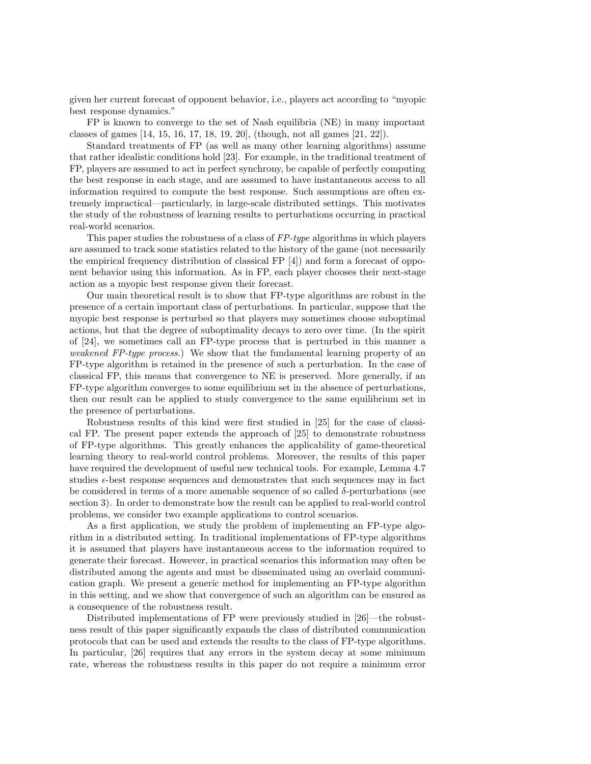given her current forecast of opponent behavior, i.e., players act according to "myopic best response dynamics."

FP is known to converge to the set of Nash equilibria (NE) in many important classes of games [14, 15, 16, 17, 18, 19, 20], (though, not all games [21, 22]).

Standard treatments of FP (as well as many other learning algorithms) assume that rather idealistic conditions hold [23]. For example, in the traditional treatment of FP, players are assumed to act in perfect synchrony, be capable of perfectly computing the best response in each stage, and are assumed to have instantaneous access to all information required to compute the best response. Such assumptions are often extremely impractical—particularly, in large-scale distributed settings. This motivates the study of the robustness of learning results to perturbations occurring in practical real-world scenarios.

This paper studies the robustness of a class of *FP-type* algorithms in which players are assumed to track some statistics related to the history of the game (not necessarily the empirical frequency distribution of classical FP [4]) and form a forecast of opponent behavior using this information. As in FP, each player chooses their next-stage action as a myopic best response given their forecast.

Our main theoretical result is to show that FP-type algorithms are robust in the presence of a certain important class of perturbations. In particular, suppose that the myopic best response is perturbed so that players may sometimes choose suboptimal actions, but that the degree of suboptimality decays to zero over time. (In the spirit of [24], we sometimes call an FP-type process that is perturbed in this manner a *weakened FP-type process*.) We show that the fundamental learning property of an FP-type algorithm is retained in the presence of such a perturbation. In the case of classical FP, this means that convergence to NE is preserved. More generally, if an FP-type algorithm converges to some equilibrium set in the absence of perturbations, then our result can be applied to study convergence to the same equilibrium set in the presence of perturbations.

Robustness results of this kind were first studied in [25] for the case of classical FP. The present paper extends the approach of [25] to demonstrate robustness of FP-type algorithms. This greatly enhances the applicability of game-theoretical learning theory to real-world control problems. Moreover, the results of this paper have required the development of useful new technical tools. For example, Lemma 4.7 studies $\epsilon$-best response sequences and demonstrates that such sequences may in fact be considered in terms of a more amenable sequence of so called $\delta$-perturbations (see section 3). In order to demonstrate how the result can be applied to real-world control problems, we consider two example applications to control scenarios.

As a first application, we study the problem of implementing an FP-type algorithm in a distributed setting. In traditional implementations of FP-type algorithms it is assumed that players have instantaneous access to the information required to generate their forecast. However, in practical scenarios this information may often be distributed among the agents and must be disseminated using an overlaid communication graph. We present a generic method for implementing an FP-type algorithm in this setting, and we show that convergence of such an algorithm can be ensured as a consequence of the robustness result.

Distributed implementations of FP were previously studied in [26]—the robustness result of this paper significantly expands the class of distributed communication protocols that can be used and extends the results to the class of FP-type algorithms. In particular, [26] requires that any errors in the system decay at some minimum rate, whereas the robustness results in this paper do not require a minimum error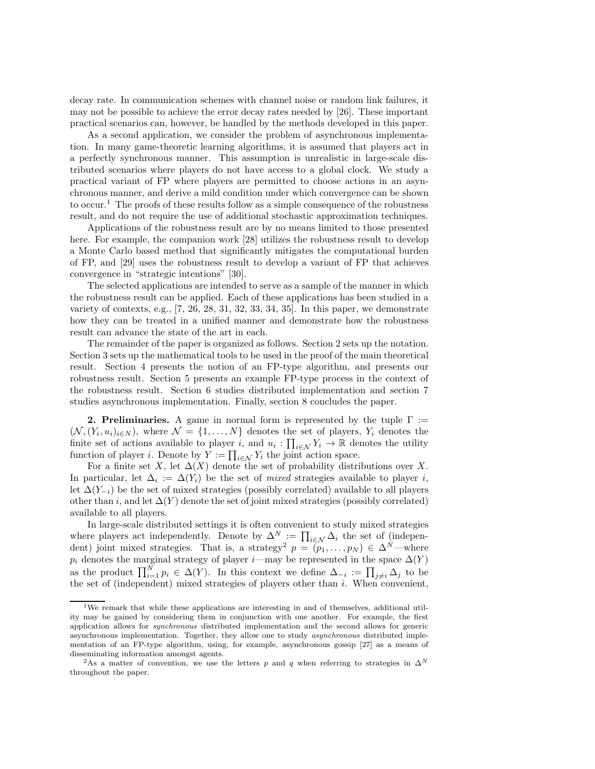decay rate. In communication schemes with channel noise or random link failures, it may not be possible to achieve the error decay rates needed by [26]. These important practical scenarios can, however, be handled by the methods developed in this paper.

As a second application, we consider the problem of asynchronous implementation. In many game-theoretic learning algorithms, it is assumed that players act in a perfectly synchronous manner. This assumption is unrealistic in large-scale distributed scenarios where players do not have access to a global clock. We study a practical variant of FP where players are permitted to choose actions in an asynchronous manner, and derive a mild condition under which convergence can be shown to occur.[1] The proofs of these results follow as a simple consequence of the robustness result, and do not require the use of additional stochastic approximation techniques.

Applications of the robustness result are by no means limited to those presented here. For example, the companion work [28] utilizes the robustness result to develop a Monte Carlo based method that significantly mitigates the computational burden of FP, and [29] uses the robustness result to develop a variant of FP that achieves convergence in "strategic intentions" [30].

The selected applications are intended to serve as a sample of the manner in which the robustness result can be applied. Each of these applications has been studied in a variety of contexts, e.g., [7, 26, 28, 31, 32, 33, 34, 35]. In this paper, we demonstrate how they can be treated in a unified manner and demonstrate how the robustness result can advance the state of the art in each.

The remainder of the paper is organized as follows. Section 2 sets up the notation. Section 3 sets up the mathematical tools to be used in the proof of the main theoretical result. Section 4 presents the notion of an FP-type algorithm, and presents our robustness result. Section 5 presents an example FP-type process in the context of the robustness result. Section 6 studies distributed implementation and section 7 studies asynchronous implementation. Finally, section 8 concludes the paper.

**2. Preliminaries.** A game in normal form is represented by the tuple $\Gamma := (\mathcal{N}, (Y_i, u_i)_{i\in N})$, where $\mathcal{N} = \{1, \ldots, N\}$ denotes the set of players, $Y_i$ denotes the finite set of actions available to player $i$, and $u_i : \prod_{i\in\mathcal{N}} Y_i \to \mathbb{R}$ denotes the utility function of player $i$. Denote by $Y := \prod_{i\in\mathcal{N}} Y_i$ the joint action space.

For a finite set $X$, let $\Delta(X)$ denote the set of probability distributions over $X$. In particular, let $\Delta_i := \Delta(Y_i)$ be the set of *mixed* strategies available to player $i$, let $\Delta(Y_{-i})$ be the set of mixed strategies (possibly correlated) available to all players other than $i$, and let $\Delta(Y)$ denote the set of joint mixed strategies (possibly correlated) available to all players.

In large-scale distributed settings it is often convenient to study mixed strategies where players act independently. Denote by $\Delta^N := \prod_{i\in\mathcal{N}} \Delta_i$ the set of (independent) joint mixed strategies. That is, a strategy[2] $p = (p_1, \ldots, p_N) \in \Delta^N$—where $p_i$ denotes the marginal strategy of player $i$—may be represented in the space $\Delta(Y)$ as the product $\prod_{i=1}^N p_i \in \Delta(Y)$. In this context we define $\Delta_{-i} := \prod_{j\neq i} \Delta_j$ to be the set of (independent) mixed strategies of players other than $i$. When convenient,

[1] We remark that while these applications are interesting in and of themselves, additional utility may be gained by considering them in conjunction with one another. For example, the first application allows for *synchronous* distributed implementation and the second allows for generic asynchronous implementation. Together, they allow one to study *asynchronous* distributed implementation of an FP-type algorithm, using, for example, asynchronous gossip [27] as a means of disseminating information amongst agents.

[2] As a matter of convention, we use the letters $p$ and $q$ when referring to strategies in $\Delta^N$ throughout the paper.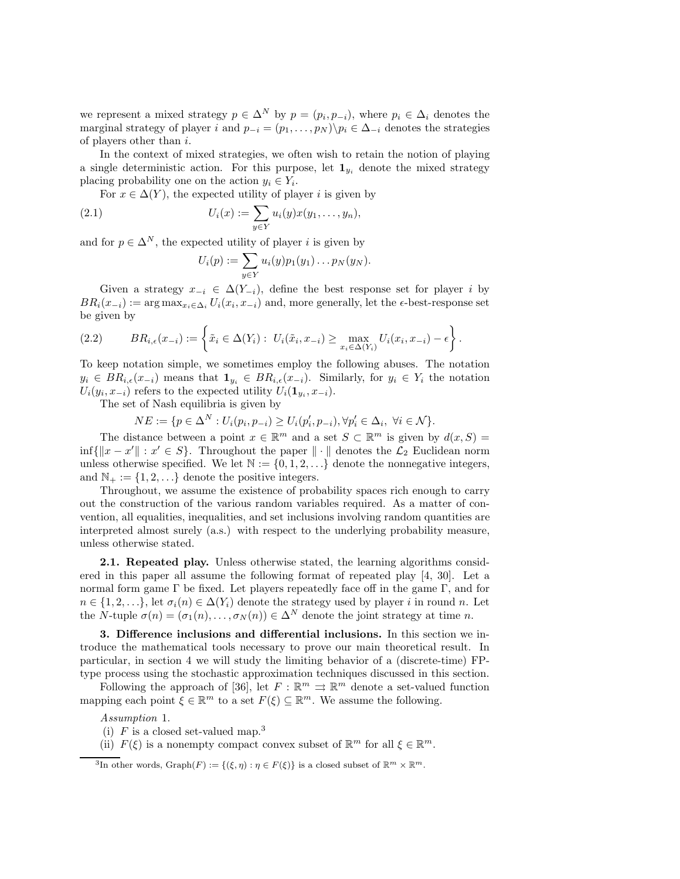we represent a mixed strategy $p \in \Delta^N$ by $p = (p_i, p_{-i})$, where $p_i \in \Delta_i$ denotes the marginal strategy of player $i$ and $p_{-i} = (p_1, \ldots, p_N) \backslash p_i \in \Delta_{-i}$ denotes the strategies of players other than $i$.

In the context of mixed strategies, we often wish to retain the notion of playing a single deterministic action. For this purpose, let $\mathbf{1}_{y_i}$ denote the mixed strategy placing probability one on the action $y_i \in Y_i$.

For $x \in \Delta(Y)$, the expected utility of player $i$ is given by

$$U_i(x) := \sum_{y \in Y} u_i(y) x(y_1, \ldots, y_n), \tag{2.1}$$

and for $p \in \Delta^N$, the expected utility of player $i$ is given by

$$U_i(p) := \sum_{y \in Y} u_i(y) p_1(y_1) \ldots p_N(y_N).$$

Given a strategy $x_{-i} \in \Delta(Y_{-i})$, define the best response set for player $i$ by $BR_i(x_{-i}) := \arg\max_{x_i \in \Delta_i} U_i(x_i, x_{-i})$ and, more generally, let the $\epsilon$-best-response set be given by

$$BR_{i,\epsilon}(x_{-i}) := \left\{ \tilde{x}_i \in \Delta(Y_i) : \; U_i(\tilde{x}_i, x_{-i}) \geq \max_{x_i \in \Delta(Y_i)} U_i(x_i, x_{-i}) - \epsilon \right\}. \tag{2.2}$$

To keep notation simple, we sometimes employ the following abuses. The notation $y_i \in BR_{i,\epsilon}(x_{-i})$ means that $\mathbf{1}_{y_i} \in BR_{i,\epsilon}(x_{-i})$. Similarly, for $y_i \in Y_i$ the notation $U_i(y_i, x_{-i})$ refers to the expected utility $U_i(\mathbf{1}_{y_i}, x_{-i})$.

The set of Nash equilibria is given by

$$NE := \{p \in \Delta^N : U_i(p_i, p_{-i}) \geq U_i(p_i', p_{-i}), \forall p_i' \in \Delta_i, \; \forall i \in \mathcal{N}\}.$$

The distance between a point $x \in \mathbb{R}^m$ and a set $S \subset \mathbb{R}^m$ is given by $d(x, S) = \inf\{\|x - x'\| : x' \in S\}$. Throughout the paper $\|\cdot\|$ denotes the $\mathcal{L}_2$ Euclidean norm unless otherwise specified. We let $\mathbb{N} := \{0, 1, 2, \ldots\}$ denote the nonnegative integers, and $\mathbb{N}_+ := \{1, 2, \ldots\}$ denote the positive integers.

Throughout, we assume the existence of probability spaces rich enough to carry out the construction of the various random variables required. As a matter of convention, all equalities, inequalities, and set inclusions involving random quantities are interpreted almost surely (a.s.) with respect to the underlying probability measure, unless otherwise stated.

**2.1. Repeated play.** Unless otherwise stated, the learning algorithms considered in this paper all assume the following format of repeated play [4, 30]. Let a normal form game $\Gamma$ be fixed. Let players repeatedly face off in the game $\Gamma$, and for $n \in \{1, 2, \ldots\}$, let $\sigma_i(n) \in \Delta(Y_i)$ denote the strategy used by player $i$ in round $n$. Let the $N$-tuple $\sigma(n) = (\sigma_1(n), \ldots, \sigma_N(n)) \in \Delta^N$ denote the joint strategy at time $n$.

## 3. Difference inclusions and differential inclusions.

In this section we introduce the mathematical tools necessary to prove our main theoretical result. In particular, in section 4 we will study the limiting behavior of a (discrete-time) FP-type process using the stochastic approximation techniques discussed in this section.

Following the approach of [36], let $F : \mathbb{R}^m \rightrightarrows \mathbb{R}^m$ denote a set-valued function mapping each point $\xi \in \mathbb{R}^m$ to a set $F(\xi) \subseteq \mathbb{R}^m$. We assume the following.

*Assumption* 1.
 (i) $F$ is a closed set-valued map.[3]
 (ii) $F(\xi)$ is a nonempty compact convex subset of $\mathbb{R}^m$ for all $\xi \in \mathbb{R}^m$.

[3] In other words, $\text{Graph}(F) := \{(\xi, \eta) : \eta \in F(\xi)\}$ is a closed subset of $\mathbb{R}^m \times \mathbb{R}^m$.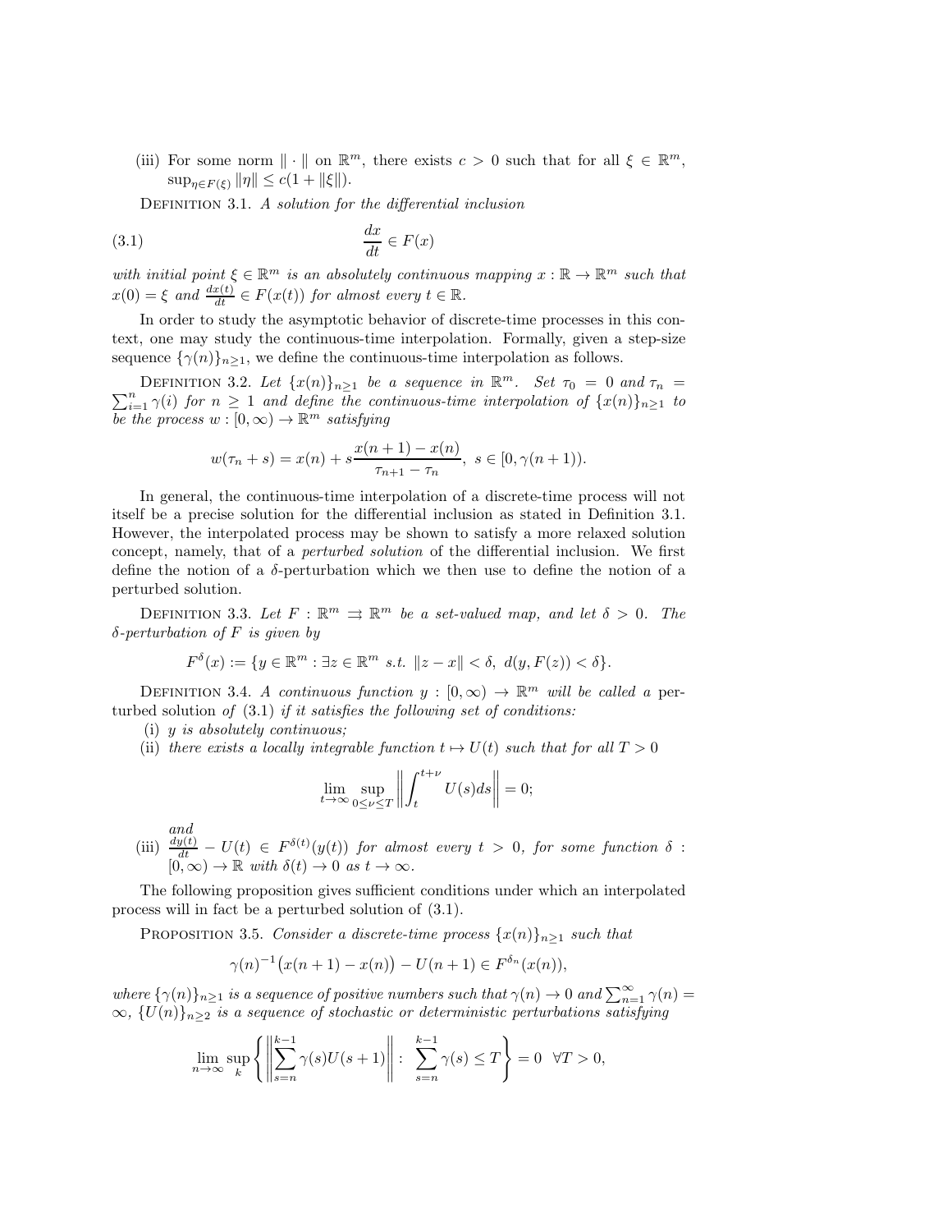(iii) For some norm $\|\cdot\|$ on $\mathbb{R}^m$, there exists $c > 0$ such that for all $\xi \in \mathbb{R}^m$, $\sup_{\eta \in F(\xi)} \|\eta\| \leq c(1 + \|\xi\|)$.

Definition 3.1. *A solution for the differential inclusion*

$$\frac{dx}{dt} \in F(x) \tag{3.1}$$

*with initial point $\xi \in \mathbb{R}^m$ is an absolutely continuous mapping $x : \mathbb{R} \to \mathbb{R}^m$ such that $x(0) = \xi$ and $\frac{dx(t)}{dt} \in F(x(t))$ for almost every $t \in \mathbb{R}$.*

In order to study the asymptotic behavior of discrete-time processes in this context, one may study the continuous-time interpolation. Formally, given a step-size sequence $\{\gamma(n)\}_{n\geq 1}$, we define the continuous-time interpolation as follows.

Definition 3.2. *Let $\{x(n)\}_{n\geq 1}$ be a sequence in $\mathbb{R}^m$. Set $\tau_0 = 0$ and $\tau_n = \sum_{i=1}^n \gamma(i)$ for $n \geq 1$ and define the continuous-time interpolation of $\{x(n)\}_{n\geq 1}$ to be the process $w : [0, \infty) \to \mathbb{R}^m$ satisfying*

$$w(\tau_n + s) = x(n) + s\frac{x(n+1) - x(n)}{\tau_{n+1} - \tau_n}, \; s \in [0, \gamma(n+1)).$$

In general, the continuous-time interpolation of a discrete-time process will not itself be a precise solution for the differential inclusion as stated in Definition 3.1. However, the interpolated process may be shown to satisfy a more relaxed solution concept, namely, that of a *perturbed solution* of the differential inclusion. We first define the notion of a $\delta$-perturbation which we then use to define the notion of a perturbed solution.

Definition 3.3. *Let $F : \mathbb{R}^m \rightrightarrows \mathbb{R}^m$ be a set-valued map, and let $\delta > 0$. The $\delta$-perturbation of $F$ is given by*

$$F^\delta(x) := \{y \in \mathbb{R}^m : \exists z \in \mathbb{R}^m \text{ s.t. } \|z - x\| < \delta, \; d(y, F(z)) < \delta\}.$$

Definition 3.4. *A continuous function $y : [0, \infty) \to \mathbb{R}^m$ will be called a* perturbed solution *of (3.1) if it satisfies the following set of conditions:*

(i) *$y$ is absolutely continuous;*

(ii) *there exists a locally integrable function $t \mapsto U(t)$ such that for all $T > 0$*

$$\lim_{t\to\infty} \sup_{0\leq\nu\leq T} \left\| \int_t^{t+\nu} U(s)ds \right\| = 0;$$

*and*

(iii) *$\frac{dy(t)}{dt} - U(t) \in F^{\delta(t)}(y(t))$ for almost every $t > 0$, for some function $\delta : [0, \infty) \to \mathbb{R}$ with $\delta(t) \to 0$ as $t \to \infty$.*

The following proposition gives sufficient conditions under which an interpolated process will in fact be a perturbed solution of (3.1).

Proposition 3.5. *Consider a discrete-time process $\{x(n)\}_{n\geq 1}$ such that*

$$\gamma(n)^{-1}\big(x(n+1) - x(n)\big) - U(n+1) \in F^{\delta_n}(x(n)),$$

*where $\{\gamma(n)\}_{n\geq 1}$ is a sequence of positive numbers such that $\gamma(n) \to 0$ and $\sum_{n=1}^\infty \gamma(n) = \infty$, $\{U(n)\}_{n\geq 2}$ is a sequence of stochastic or deterministic perturbations satisfying*

$$\lim_{n\to\infty} \sup_k \left\{ \left\| \sum_{s=n}^{k-1} \gamma(s)U(s+1) \right\| : \; \sum_{s=n}^{k-1} \gamma(s) \leq T \right\} = 0 \quad \forall T > 0,$$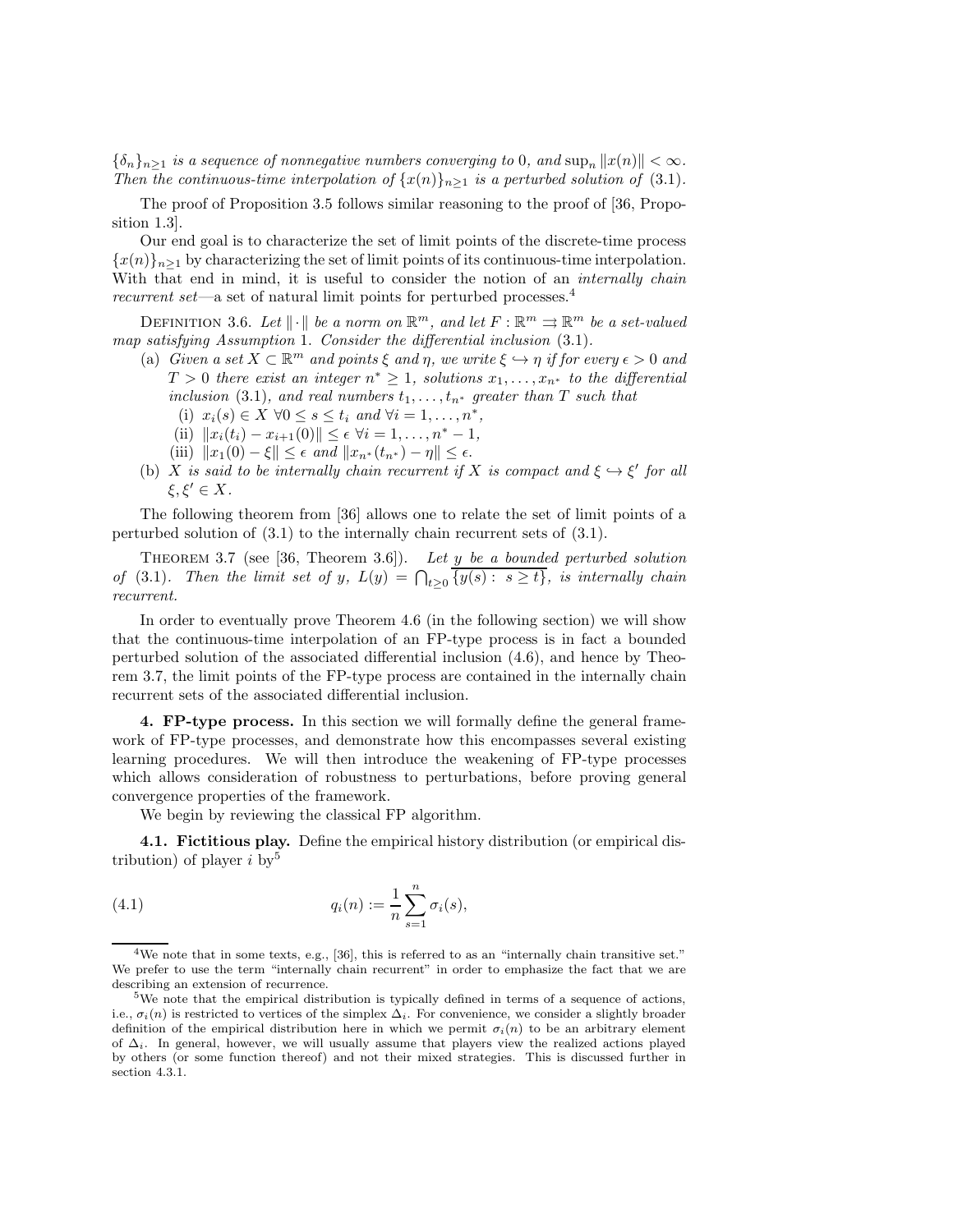*$\{\delta_n\}_{n\geq 1}$ is a sequence of nonnegative numbers converging to 0, and $\sup_n \|x(n)\| < \infty$. Then the continuous-time interpolation of $\{x(n)\}_{n\geq 1}$ is a perturbed solution of* (3.1).

The proof of Proposition 3.5 follows similar reasoning to the proof of [36, Proposition 1.3].

Our end goal is to characterize the set of limit points of the discrete-time process $\{x(n)\}_{n\geq 1}$ by characterizing the set of limit points of its continuous-time interpolation. With that end in mind, it is useful to consider the notion of an *internally chain recurrent set*—a set of natural limit points for perturbed processes.[4]

DEFINITION 3.6. *Let $\|\cdot\|$ be a norm on $\mathbb{R}^m$, and let $F : \mathbb{R}^m \rightrightarrows \mathbb{R}^m$ be a set-valued map satisfying Assumption* 1. *Consider the differential inclusion* (3.1).

(a) *Given a set $X \subset \mathbb{R}^m$ and points $\xi$ and $\eta$, we write $\xi \hookrightarrow \eta$ if for every $\epsilon > 0$ and $T > 0$ there exist an integer $n^* \geq 1$, solutions $x_1, \ldots, x_{n^*}$ to the differential inclusion* (3.1)*, and real numbers $t_1, \ldots, t_{n^*}$ greater than $T$ such that*
   (i) *$x_i(s) \in X$ $\forall 0 \leq s \leq t_i$ and $\forall i = 1, \ldots, n^*$,*
   (ii) *$\|x_i(t_i) - x_{i+1}(0)\| \leq \epsilon$ $\forall i = 1, \ldots, n^* - 1$,*
   (iii) *$\|x_1(0) - \xi\| \leq \epsilon$ and $\|x_{n^*}(t_{n^*}) - \eta\| \leq \epsilon$.*

(b) *$X$ is said to be internally chain recurrent if $X$ is compact and $\xi \hookrightarrow \xi'$ for all $\xi, \xi' \in X$.*

The following theorem from [36] allows one to relate the set of limit points of a perturbed solution of (3.1) to the internally chain recurrent sets of (3.1).

THEOREM 3.7 (see [36, Theorem 3.6]). *Let $y$ be a bounded perturbed solution of* (3.1)*. Then the limit set of $y$, $L(y) = \bigcap_{t\geq 0} \overline{\{y(s) : s \geq t\}}$, is internally chain recurrent.*

In order to eventually prove Theorem 4.6 (in the following section) we will show that the continuous-time interpolation of an FP-type process is in fact a bounded perturbed solution of the associated differential inclusion (4.6), and hence by Theorem 3.7, the limit points of the FP-type process are contained in the internally chain recurrent sets of the associated differential inclusion.

## 4. FP-type process.

In this section we will formally define the general framework of FP-type processes, and demonstrate how this encompasses several existing learning procedures. We will then introduce the weakening of FP-type processes which allows consideration of robustness to perturbations, before proving general convergence properties of the framework.

We begin by reviewing the classical FP algorithm.

### 4.1. Fictitious play.

Define the empirical history distribution (or empirical distribution) of player $i$ by[5]

$$q_i(n) := \frac{1}{n}\sum_{s=1}^{n} \sigma_i(s), \tag{4.1}$$

---

[4] We note that in some texts, e.g., [36], this is referred to as an "internally chain transitive set." We prefer to use the term "internally chain recurrent" in order to emphasize the fact that we are describing an extension of recurrence.

[5] We note that the empirical distribution is typically defined in terms of a sequence of actions, i.e., $\sigma_i(n)$ is restricted to vertices of the simplex $\Delta_i$. For convenience, we consider a slightly broader definition of the empirical distribution here in which we permit $\sigma_i(n)$ to be an arbitrary element of $\Delta_i$. In general, however, we will usually assume that players view the realized actions played by others (or some function thereof) and not their mixed strategies. This is discussed further in section 4.3.1.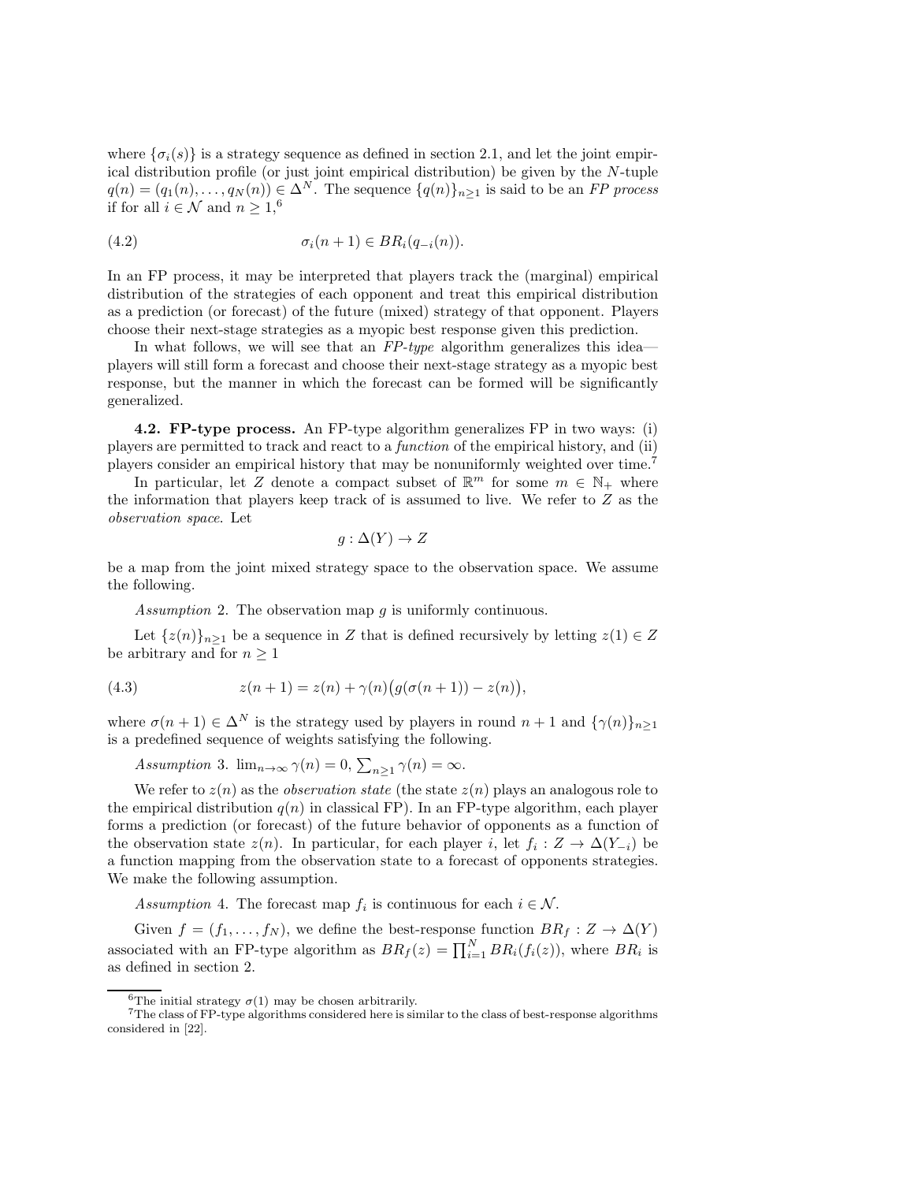where $\{\sigma_i(s)\}$ is a strategy sequence as defined in section 2.1, and let the joint empirical distribution profile (or just joint empirical distribution) be given by the $N$-tuple $q(n) = (q_1(n), \ldots, q_N(n)) \in \Delta^N$. The sequence $\{q(n)\}_{n\geq 1}$ is said to be an *FP process* if for all $i \in \mathcal{N}$ and $n \geq 1$,[6]

$$\sigma_i(n+1) \in BR_i(q_{-i}(n)). \tag{4.2}$$

In an FP process, it may be interpreted that players track the (marginal) empirical distribution of the strategies of each opponent and treat this empirical distribution as a prediction (or forecast) of the future (mixed) strategy of that opponent. Players choose their next-stage strategies as a myopic best response given this prediction.

In what follows, we will see that an *FP-type* algorithm generalizes this idea—players will still form a forecast and choose their next-stage strategy as a myopic best response, but the manner in which the forecast can be formed will be significantly generalized.

**4.2. FP-type process.** An FP-type algorithm generalizes FP in two ways: (i) players are permitted to track and react to a *function* of the empirical history, and (ii) players consider an empirical history that may be nonuniformly weighted over time.[7]

In particular, let $Z$ denote a compact subset of $\mathbb{R}^m$ for some $m \in \mathbb{N}_+$ where the information that players keep track of is assumed to live. We refer to $Z$ as the *observation space*. Let

$$g : \Delta(Y) \to Z$$

be a map from the joint mixed strategy space to the observation space. We assume the following.

*Assumption* 2. The observation map $g$ is uniformly continuous.

Let $\{z(n)\}_{n\geq 1}$ be a sequence in $Z$ that is defined recursively by letting $z(1) \in Z$ be arbitrary and for $n \geq 1$

$$z(n+1) = z(n) + \gamma(n)\big(g(\sigma(n+1)) - z(n)\big), \tag{4.3}$$

where $\sigma(n+1) \in \Delta^N$ is the strategy used by players in round $n+1$ and $\{\gamma(n)\}_{n\geq 1}$ is a predefined sequence of weights satisfying the following.

*Assumption* 3. $\lim_{n\to\infty} \gamma(n) = 0$, $\sum_{n\geq 1} \gamma(n) = \infty$.

We refer to $z(n)$ as the *observation state* (the state $z(n)$ plays an analogous role to the empirical distribution $q(n)$ in classical FP). In an FP-type algorithm, each player forms a prediction (or forecast) of the future behavior of opponents as a function of the observation state $z(n)$. In particular, for each player $i$, let $f_i : Z \to \Delta(Y_{-i})$ be a function mapping from the observation state to a forecast of opponents strategies. We make the following assumption.

*Assumption* 4. The forecast map $f_i$ is continuous for each $i \in \mathcal{N}$.

Given $f = (f_1, \ldots, f_N)$, we define the best-response function $BR_f : Z \to \Delta(Y)$ associated with an FP-type algorithm as $BR_f(z) = \prod_{i=1}^N BR_i(f_i(z))$, where $BR_i$ is as defined in section 2.

---

[6] The initial strategy $\sigma(1)$ may be chosen arbitrarily.

[7] The class of FP-type algorithms considered here is similar to the class of best-response algorithms considered in [22].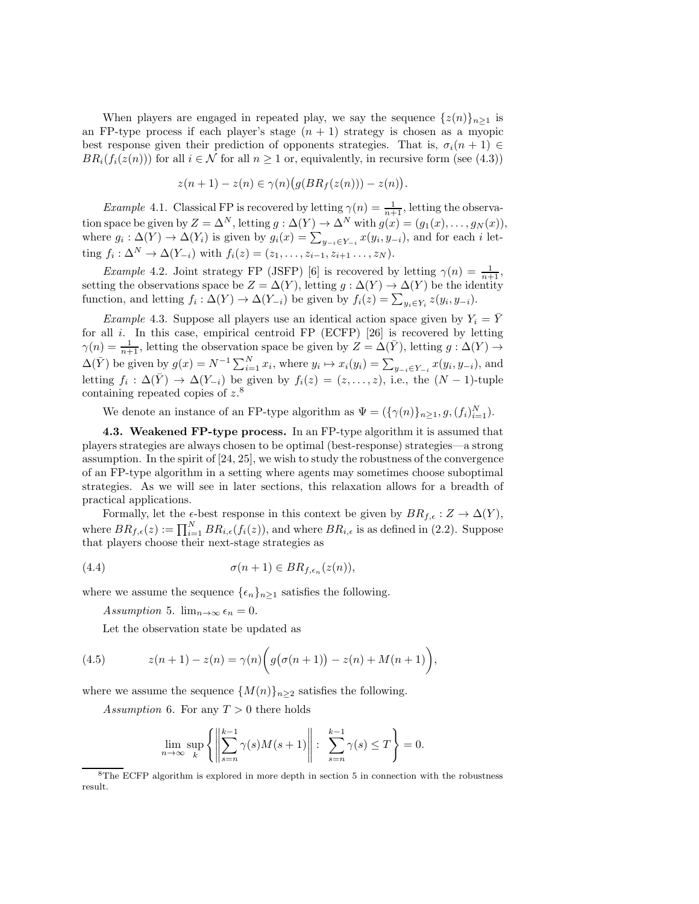When players are engaged in repeated play, we say the sequence $\{z(n)\}_{n\geq 1}$ is an FP-type process if each player's stage $(n+1)$ strategy is chosen as a myopic best response given their prediction of opponents strategies. That is, $\sigma_i(n+1) \in BR_i(f_i(z(n)))$ for all $i \in \mathcal{N}$ for all $n \geq 1$ or, equivalently, in recursive form (see (4.3))

$$z(n+1) - z(n) \in \gamma(n)\big(g(BR_f(z(n))) - z(n)\big).$$

*Example* 4.1. Classical FP is recovered by letting $\gamma(n) = \frac{1}{n+1}$, letting the observation space be given by $Z = \Delta^N$, letting $g : \Delta(Y) \to \Delta^N$ with $g(x) = (g_1(x), \ldots, g_N(x))$, where $g_i : \Delta(Y) \to \Delta(Y_i)$ is given by $g_i(x) = \sum_{y_{-i}\in Y_{-i}} x(y_i, y_{-i})$, and for each $i$ letting $f_i : \Delta^N \to \Delta(Y_{-i})$ with $f_i(z) = (z_1, \ldots, z_{i-1}, z_{i+1} \ldots, z_N)$.

*Example* 4.2. Joint strategy FP (JSFP) [6] is recovered by letting $\gamma(n) = \frac{1}{n+1}$, setting the observations space be $Z = \Delta(Y)$, letting $g : \Delta(Y) \to \Delta(Y)$ be the identity function, and letting $f_i : \Delta(Y) \to \Delta(Y_{-i})$ be given by $f_i(z) = \sum_{y_i \in Y_i} z(y_i, y_{-i})$.

*Example* 4.3. Suppose all players use an identical action space given by $Y_i = \bar{Y}$ for all $i$. In this case, empirical centroid FP (ECFP) [26] is recovered by letting $\gamma(n) = \frac{1}{n+1}$, letting the observation space be given by $Z = \Delta(\bar{Y})$, letting $g : \Delta(Y) \to \Delta(\bar{Y})$ be given by $g(x) = N^{-1}\sum_{i=1}^N x_i$, where $y_i \mapsto x_i(y_i) = \sum_{y_{-i}\in Y_{-i}} x(y_i, y_{-i})$, and letting $f_i : \Delta(\bar{Y}) \to \Delta(Y_{-i})$ be given by $f_i(z) = (z, \ldots, z)$, i.e., the $(N-1)$-tuple containing repeated copies of $z$.[8]

We denote an instance of an FP-type algorithm as $\Psi = (\{\gamma(n)\}_{n\geq 1}, g, (f_i)_{i=1}^N)$.

**4.3. Weakened FP-type process.** In an FP-type algorithm it is assumed that players strategies are always chosen to be optimal (best-response) strategies—a strong assumption. In the spirit of [24, 25], we wish to study the robustness of the convergence of an FP-type algorithm in a setting where agents may sometimes choose suboptimal strategies. As we will see in later sections, this relaxation allows for a breadth of practical applications.

Formally, let the $\epsilon$-best response in this context be given by $BR_{f,\epsilon} : Z \to \Delta(Y)$, where $BR_{f,\epsilon}(z) := \prod_{i=1}^N BR_{i,\epsilon}(f_i(z))$, and where $BR_{i,\epsilon}$ is as defined in (2.2). Suppose that players choose their next-stage strategies as

$$\sigma(n+1) \in BR_{f,\epsilon_n}(z(n)), \tag{4.4}$$

where we assume the sequence $\{\epsilon_n\}_{n\geq 1}$ satisfies the following.

*Assumption* 5. $\lim_{n\to\infty} \epsilon_n = 0$.

Let the observation state be updated as

$$z(n+1) - z(n) = \gamma(n)\bigg(g\big(\sigma(n+1)\big) - z(n) + M(n+1)\bigg), \tag{4.5}$$

where we assume the sequence $\{M(n)\}_{n\geq 2}$ satisfies the following.

*Assumption* 6. For any $T > 0$ there holds

$$\lim_{n\to\infty} \sup_k \left\{ \left\| \sum_{s=n}^{k-1} \gamma(s) M(s+1) \right\| : \sum_{s=n}^{k-1} \gamma(s) \leq T \right\} = 0.$$

[8] The ECFP algorithm is explored in more depth in section 5 in connection with the robustness result.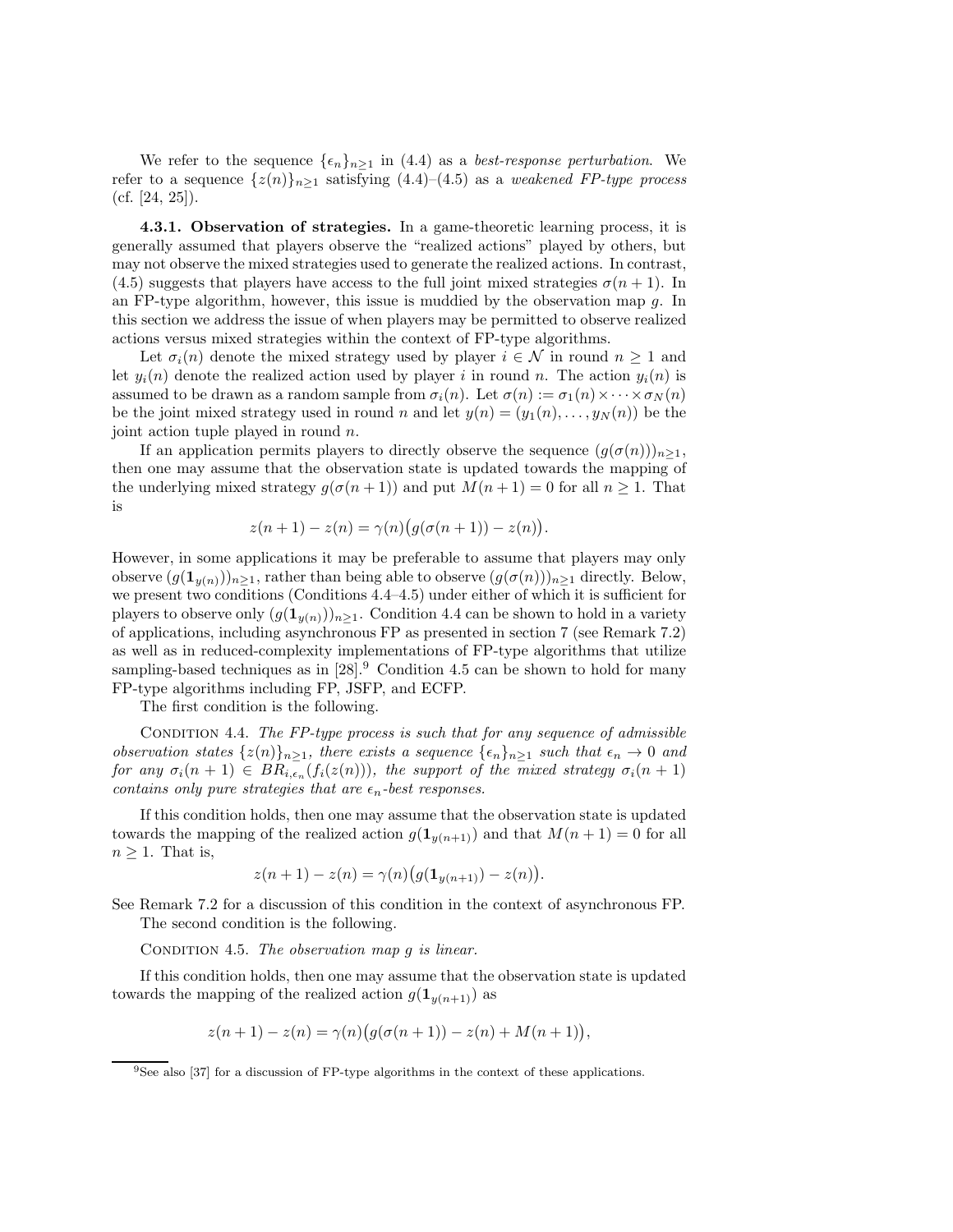We refer to the sequence $\{\epsilon_n\}_{n\geq 1}$ in (4.4) as a *best-response perturbation*. We refer to a sequence $\{z(n)\}_{n\geq 1}$ satisfying (4.4)–(4.5) as a *weakened FP-type process* (cf. [24, 25]).

**4.3.1. Observation of strategies.** In a game-theoretic learning process, it is generally assumed that players observe the "realized actions" played by others, but may not observe the mixed strategies used to generate the realized actions. In contrast, (4.5) suggests that players have access to the full joint mixed strategies $\sigma(n+1)$. In an FP-type algorithm, however, this issue is muddied by the observation map $g$. In this section we address the issue of when players may be permitted to observe realized actions versus mixed strategies within the context of FP-type algorithms.

Let $\sigma_i(n)$ denote the mixed strategy used by player $i \in \mathcal{N}$ in round $n \geq 1$ and let $y_i(n)$ denote the realized action used by player $i$ in round $n$. The action $y_i(n)$ is assumed to be drawn as a random sample from $\sigma_i(n)$. Let $\sigma(n) := \sigma_1(n) \times \cdots \times \sigma_N(n)$ be the joint mixed strategy used in round $n$ and let $y(n) = (y_1(n), \ldots, y_N(n))$ be the joint action tuple played in round $n$.

If an application permits players to directly observe the sequence $(g(\sigma(n)))_{n\geq 1}$, then one may assume that the observation state is updated towards the mapping of the underlying mixed strategy $g(\sigma(n+1))$ and put $M(n+1) = 0$ for all $n \geq 1$. That is

$$z(n+1) - z(n) = \gamma(n)\big(g(\sigma(n+1)) - z(n)\big).$$

However, in some applications it may be preferable to assume that players may only observe $(g(\mathbf{1}_{y(n)}))_{n\geq 1}$, rather than being able to observe $(g(\sigma(n)))_{n\geq 1}$ directly. Below, we present two conditions (Conditions 4.4–4.5) under either of which it is sufficient for players to observe only $(g(\mathbf{1}_{y(n)}))_{n\geq 1}$. Condition 4.4 can be shown to hold in a variety of applications, including asynchronous FP as presented in section 7 (see Remark 7.2) as well as in reduced-complexity implementations of FP-type algorithms that utilize sampling-based techniques as in [28].[9] Condition 4.5 can be shown to hold for many FP-type algorithms including FP, JSFP, and ECFP.

The first condition is the following.

Condition 4.4. *The FP-type process is such that for any sequence of admissible observation states $\{z(n)\}_{n\geq 1}$, there exists a sequence $\{\epsilon_n\}_{n\geq 1}$ such that $\epsilon_n \to 0$ and for any $\sigma_i(n+1) \in BR_{i,\epsilon_n}(f_i(z(n)))$, the support of the mixed strategy $\sigma_i(n+1)$ contains only pure strategies that are $\epsilon_n$-best responses.*

If this condition holds, then one may assume that the observation state is updated towards the mapping of the realized action $g(\mathbf{1}_{y(n+1)})$ and that $M(n+1) = 0$ for all $n \geq 1$. That is,

$$z(n+1) - z(n) = \gamma(n)\big(g(\mathbf{1}_{y(n+1)}) - z(n)\big).$$

See Remark 7.2 for a discussion of this condition in the context of asynchronous FP.

The second condition is the following.

Condition 4.5. *The observation map $g$ is linear.*

If this condition holds, then one may assume that the observation state is updated towards the mapping of the realized action $g(\mathbf{1}_{y(n+1)})$ as

$$z(n+1) - z(n) = \gamma(n)\big(g(\sigma(n+1)) - z(n) + M(n+1)\big),$$

[9] See also [37] for a discussion of FP-type algorithms in the context of these applications.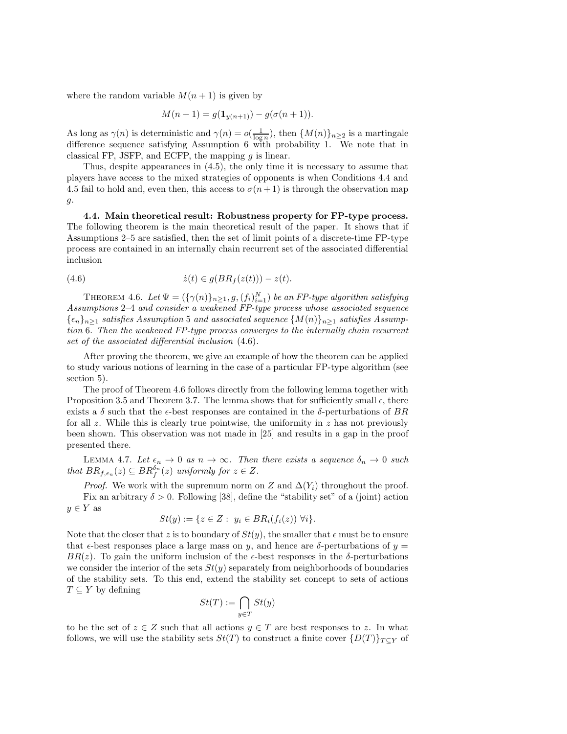where the random variable $M(n+1)$ is given by

$$M(n+1) = g(\mathbf{1}_{y(n+1)}) - g(\sigma(n+1)).$$

As long as $\gamma(n)$ is deterministic and $\gamma(n) = o(\frac{1}{\log n})$, then $\{M(n)\}_{n\geq 2}$ is a martingale difference sequence satisfying Assumption 6 with probability 1. We note that in classical FP, JSFP, and ECFP, the mapping $g$ is linear.

Thus, despite appearances in (4.5), the only time it is necessary to assume that players have access to the mixed strategies of opponents is when Conditions 4.4 and 4.5 fail to hold and, even then, this access to $\sigma(n+1)$ is through the observation map $g$.

**4.4. Main theoretical result: Robustness property for FP-type process.** The following theorem is the main theoretical result of the paper. It shows that if Assumptions 2–5 are satisfied, then the set of limit points of a discrete-time FP-type process are contained in an internally chain recurrent set of the associated differential inclusion

$$\dot{z}(t) \in g(BR_f(z(t))) - z(t). \tag{4.6}$$

THEOREM 4.6. *Let $\Psi = (\{\gamma(n)\}_{n\geq 1}, g, (f_i)_{i=1}^N)$ be an FP-type algorithm satisfying Assumptions 2–4 and consider a weakened FP-type process whose associated sequence $\{\epsilon_n\}_{n\geq 1}$ satisfies Assumption 5 and associated sequence $\{M(n)\}_{n\geq 1}$ satisfies Assumption 6. Then the weakened FP-type process converges to the internally chain recurrent set of the associated differential inclusion (4.6).*

After proving the theorem, we give an example of how the theorem can be applied to study various notions of learning in the case of a particular FP-type algorithm (see section 5).

The proof of Theorem 4.6 follows directly from the following lemma together with Proposition 3.5 and Theorem 3.7. The lemma shows that for sufficiently small $\epsilon$, there exists a $\delta$ such that the $\epsilon$-best responses are contained in the $\delta$-perturbations of $BR$ for all $z$. While this is clearly true pointwise, the uniformity in $z$ has not previously been shown. This observation was not made in [25] and results in a gap in the proof presented there.

LEMMA 4.7. *Let $\epsilon_n \to 0$ as $n \to \infty$. Then there exists a sequence $\delta_n \to 0$ such that $BR_{f,\epsilon_n}(z) \subseteq BR_f^{\delta_n}(z)$ uniformly for $z \in Z$.*

*Proof.* We work with the supremum norm on $Z$ and $\Delta(Y_i)$ throughout the proof.

Fix an arbitrary $\delta > 0$. Following [38], define the "stability set" of a (joint) action $y \in Y$ as

$$St(y) := \{z \in Z : \ y_i \in BR_i(f_i(z)) \ \forall i\}.$$

Note that the closer that $z$ is to boundary of $St(y)$, the smaller that $\epsilon$ must be to ensure that $\epsilon$-best responses place a large mass on $y$, and hence are $\delta$-perturbations of $y = BR(z)$. To gain the uniform inclusion of the $\epsilon$-best responses in the $\delta$-perturbations we consider the interior of the sets $St(y)$ separately from neighborhoods of boundaries of the stability sets. To this end, extend the stability set concept to sets of actions $T \subseteq Y$ by defining

$$St(T) := \bigcap_{y\in T} St(y)$$

to be the set of $z \in Z$ such that all actions $y \in T$ are best responses to $z$. In what follows, we will use the stability sets $St(T)$ to construct a finite cover $\{D(T)\}_{T\subseteq Y}$ of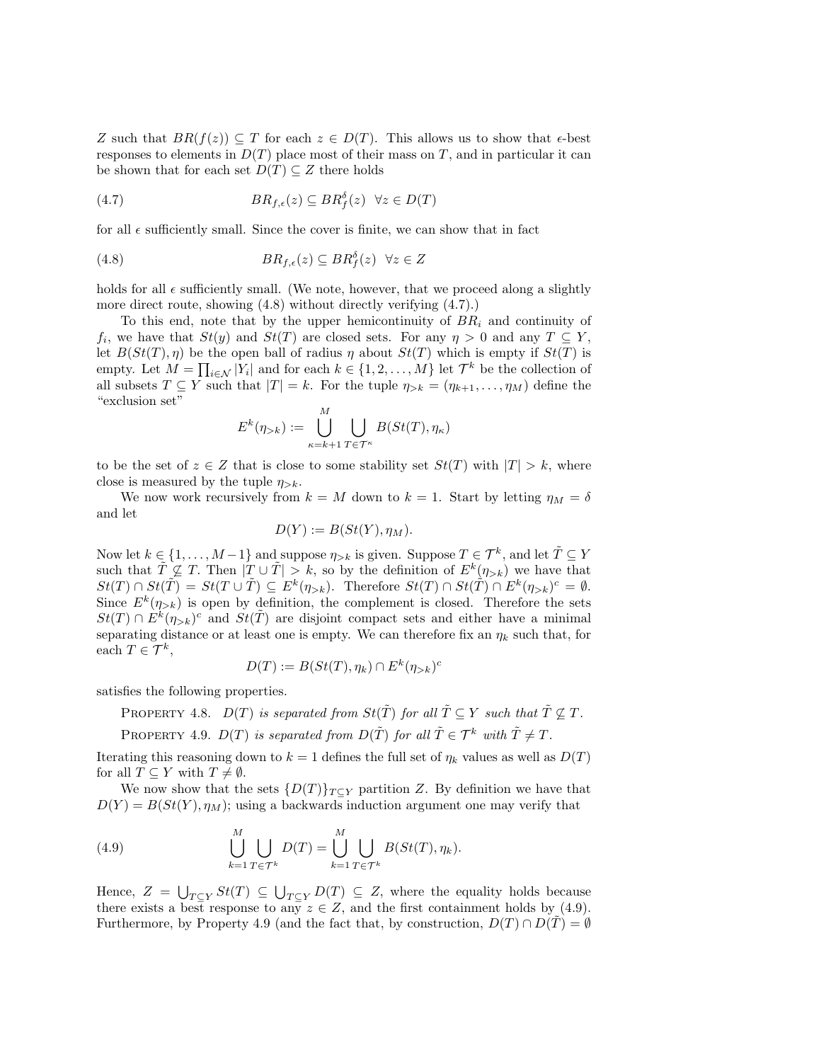$Z$ such that $BR(f(z)) \subseteq T$ for each $z \in D(T)$. This allows us to show that $\epsilon$-best responses to elements in $D(T)$ place most of their mass on $T$, and in particular it can be shown that for each set $D(T) \subseteq Z$ there holds

$$BR_{f,\epsilon}(z) \subseteq BR_f^\delta(z) \quad \forall z \in D(T) \tag{4.7}$$

for all $\epsilon$ sufficiently small. Since the cover is finite, we can show that in fact

$$BR_{f,\epsilon}(z) \subseteq BR_f^\delta(z) \quad \forall z \in Z \tag{4.8}$$

holds for all $\epsilon$ sufficiently small. (We note, however, that we proceed along a slightly more direct route, showing (4.8) without directly verifying (4.7).)

To this end, note that by the upper hemicontinuity of $BR_i$ and continuity of $f_i$, we have that $St(y)$ and $St(T)$ are closed sets. For any $\eta > 0$ and any $T \subseteq Y$, let $B(St(T), \eta)$ be the open ball of radius $\eta$ about $St(T)$ which is empty if $St(T)$ is empty. Let $M = \prod_{i \in \mathcal{N}} |Y_i|$ and for each $k \in \{1, 2, \ldots, M\}$ let $\mathcal{T}^k$ be the collection of all subsets $T \subseteq Y$ such that $|T| = k$. For the tuple $\eta_{>k} = (\eta_{k+1}, \ldots, \eta_M)$ define the "exclusion set"

$$E^k(\eta_{>k}) := \bigcup_{\kappa=k+1}^{M} \bigcup_{T \in \mathcal{T}^\kappa} B(St(T), \eta_\kappa)$$

to be the set of $z \in Z$ that is close to some stability set $St(T)$ with $|T| > k$, where close is measured by the tuple $\eta_{>k}$.

We now work recursively from $k = M$ down to $k = 1$. Start by letting $\eta_M = \delta$ and let

$$D(Y) := B(St(Y), \eta_M).$$

Now let $k \in \{1, \ldots, M-1\}$ and suppose $\eta_{>k}$ is given. Suppose $T \in \mathcal{T}^k$, and let $\tilde{T} \subseteq Y$ such that $\tilde{T} \not\subseteq T$. Then $|T \cup \tilde{T}| > k$, so by the definition of $E^k(\eta_{>k})$ we have that $St(T) \cap St(\tilde{T}) = St(T \cup \tilde{T}) \subseteq E^k(\eta_{>k})$. Therefore $St(T) \cap St(\tilde{T}) \cap E^k(\eta_{>k})^c = \emptyset$. Since $E^k(\eta_{>k})$ is open by definition, the complement is closed. Therefore the sets $St(T) \cap E^k(\eta_{>k})^c$ and $St(\tilde{T})$ are disjoint compact sets and either have a minimal separating distance or at least one is empty. We can therefore fix an $\eta_k$ such that, for each $T \in \mathcal{T}^k$,

$$D(T) := B(St(T), \eta_k) \cap E^k(\eta_{>k})^c$$

satisfies the following properties.

Property 4.8. *$D(T)$ is separated from $St(\tilde{T})$ for all $\tilde{T} \subseteq Y$ such that $\tilde{T} \not\subseteq T$.*

Property 4.9. *$D(T)$ is separated from $D(\tilde{T})$ for all $\tilde{T} \in \mathcal{T}^k$ with $\tilde{T} \neq T$.*

Iterating this reasoning down to $k = 1$ defines the full set of $\eta_k$ values as well as $D(T)$ for all $T \subseteq Y$ with $T \neq \emptyset$.

We now show that the sets $\{D(T)\}_{T \subseteq Y}$ partition $Z$. By definition we have that $D(Y) = B(St(Y), \eta_M)$; using a backwards induction argument one may verify that

$$\bigcup_{k=1}^{M} \bigcup_{T \in \mathcal{T}^k} D(T) = \bigcup_{k=1}^{M} \bigcup_{T \in \mathcal{T}^k} B(St(T), \eta_k). \tag{4.9}$$

Hence, $Z = \bigcup_{T \subseteq Y} St(T) \subseteq \bigcup_{T \subseteq Y} D(T) \subseteq Z$, where the equality holds because there exists a best response to any $z \in Z$, and the first containment holds by (4.9). Furthermore, by Property 4.9 (and the fact that, by construction, $D(T) \cap D(\tilde{T}) = \emptyset$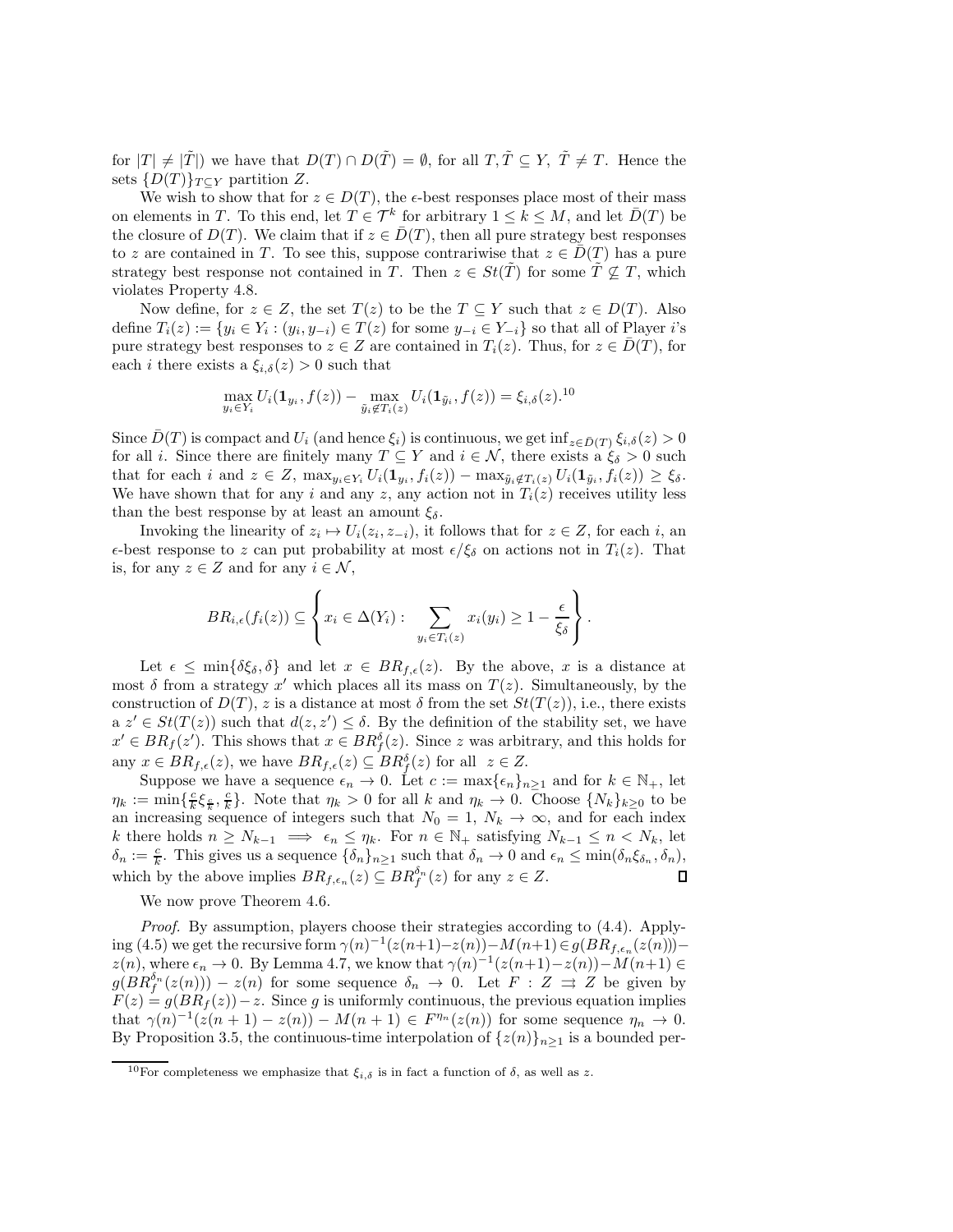for $|T| \neq |\tilde{T}|$) we have that $D(T) \cap D(\tilde{T}) = \emptyset$, for all $T, \tilde{T} \subseteq Y$, $\tilde{T} \neq T$. Hence the sets $\{D(T)\}_{T \subseteq Y}$ partition $Z$.

We wish to show that for $z \in D(T)$, the $\epsilon$-best responses place most of their mass on elements in $T$. To this end, let $T \in \mathcal{T}^k$ for arbitrary $1 \leq k \leq M$, and let $\bar{D}(T)$ be the closure of $D(T)$. We claim that if $z \in \bar{D}(T)$, then all pure strategy best responses to $z$ are contained in $T$. To see this, suppose contrariwise that $z \in \bar{D}(T)$ has a pure strategy best response not contained in $T$. Then $z \in St(\tilde{T})$ for some $\tilde{T} \not\subseteq T$, which violates Property 4.8.

Now define, for $z \in Z$, the set $T(z)$ to be the $T \subseteq Y$ such that $z \in D(T)$. Also define $T_i(z) := \{y_i \in Y_i : (y_i, y_{-i}) \in T(z) \text{ for some } y_{-i} \in Y_{-i}\}$ so that all of Player $i$'s pure strategy best responses to $z \in Z$ are contained in $T_i(z)$. Thus, for $z \in \bar{D}(T)$, for each $i$ there exists a $\xi_{i,\delta}(z) > 0$ such that

$$\max_{y_i \in Y_i} U_i(\mathbf{1}_{y_i}, f(z)) - \max_{\tilde{y}_i \notin T_i(z)} U_i(\mathbf{1}_{\tilde{y}_i}, f(z)) = \xi_{i,\delta}(z).[10]$$

Since $\bar{D}(T)$ is compact and $U_i$ (and hence $\xi_i$) is continuous, we get $\inf_{z \in \bar{D}(T)} \xi_{i,\delta}(z) > 0$ for all $i$. Since there are finitely many $T \subseteq Y$ and $i \in \mathcal{N}$, there exists a $\xi_\delta > 0$ such that for each $i$ and $z \in Z$, $\max_{y_i \in Y_i} U_i(\mathbf{1}_{y_i}, f_i(z)) - \max_{\tilde{y}_i \notin T_i(z)} U_i(\mathbf{1}_{\tilde{y}_i}, f_i(z)) \geq \xi_\delta$. We have shown that for any $i$ and any $z$, any action not in $T_i(z)$ receives utility less than the best response by at least an amount $\xi_\delta$.

Invoking the linearity of $z_i \mapsto U_i(z_i, z_{-i})$, it follows that for $z \in Z$, for each $i$, an $\epsilon$-best response to $z$ can put probability at most $\epsilon/\xi_\delta$ on actions not in $T_i(z)$. That is, for any $z \in Z$ and for any $i \in \mathcal{N}$,

$$BR_{i,\epsilon}(f_i(z)) \subseteq \left\{ x_i \in \Delta(Y_i) : \sum_{y_i \in T_i(z)} x_i(y_i) \geq 1 - \frac{\epsilon}{\xi_\delta} \right\}.$$

Let $\epsilon \leq \min\{\delta \xi_\delta, \delta\}$ and let $x \in BR_{f,\epsilon}(z)$. By the above, $x$ is a distance at most $\delta$ from a strategy $x'$ which places all its mass on $T(z)$. Simultaneously, by the construction of $D(T)$, $z$ is a distance at most $\delta$ from the set $St(T(z))$, i.e., there exists a $z' \in St(T(z))$ such that $d(z, z') \leq \delta$. By the definition of the stability set, we have $x' \in BR_f(z')$. This shows that $x \in BR_f^\delta(z)$. Since $z$ was arbitrary, and this holds for any $x \in BR_{f,\epsilon}(z)$, we have $BR_{f,\epsilon}(z) \subseteq BR_f^\delta(z)$ for all $z \in Z$.

Suppose we have a sequence $\epsilon_n \to 0$. Let $c := \max\{\epsilon_n\}_{n \geq 1}$ and for $k \in \mathbb{N}_+$, let $\eta_k := \min\{\frac{c}{k}\xi_{\frac{c}{k}}, \frac{c}{k}\}$. Note that $\eta_k > 0$ for all $k$ and $\eta_k \to 0$. Choose $\{N_k\}_{k \geq 0}$ to be an increasing sequence of integers such that $N_0 = 1$, $N_k \to \infty$, and for each index $k$ there holds $n \geq N_{k-1} \implies \epsilon_n \leq \eta_k$. For $n \in \mathbb{N}_+$ satisfying $N_{k-1} \leq n < N_k$, let $\delta_n := \frac{c}{k}$. This gives us a sequence $\{\delta_n\}_{n \geq 1}$ such that $\delta_n \to 0$ and $\epsilon_n \leq \min(\delta_n \xi_{\delta_n}, \delta_n)$, which by the above implies $BR_{f,\epsilon_n}(z) \subseteq BR_f^{\delta_n}(z)$ for any $z \in Z$. ∎

We now prove Theorem 4.6.

*Proof.* By assumption, players choose their strategies according to (4.4). Applying (4.5) we get the recursive form $\gamma(n)^{-1}(z(n+1)-z(n)) - M(n+1) \in g(BR_{f,\epsilon_n}(z(n))) - z(n)$, where $\epsilon_n \to 0$. By Lemma 4.7, we know that $\gamma(n)^{-1}(z(n+1)-z(n)) - M(n+1) \in g(BR_f^{\delta_n}(z(n))) - z(n)$ for some sequence $\delta_n \to 0$. Let $F : Z \rightrightarrows Z$ be given by $F(z) = g(BR_f(z)) - z$. Since $g$ is uniformly continuous, the previous equation implies that $\gamma(n)^{-1}(z(n+1) - z(n)) - M(n+1) \in F^{\eta_n}(z(n))$ for some sequence $\eta_n \to 0$. By Proposition 3.5, the continuous-time interpolation of $\{z(n)\}_{n \geq 1}$ is a bounded per-

[10] For completeness we emphasize that $\xi_{i,\delta}$ is in fact a function of $\delta$, as well as $z$.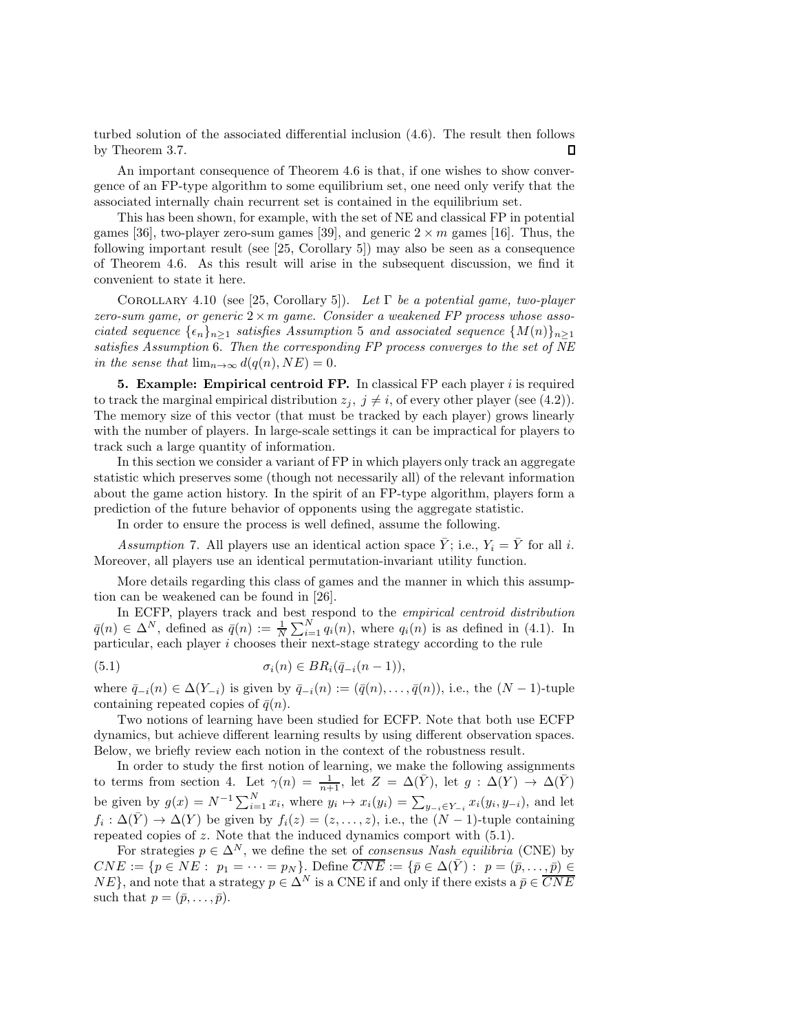turbed solution of the associated differential inclusion (4.6). The result then follows by Theorem 3.7. ∎

An important consequence of Theorem 4.6 is that, if one wishes to show convergence of an FP-type algorithm to some equilibrium set, one need only verify that the associated internally chain recurrent set is contained in the equilibrium set.

This has been shown, for example, with the set of NE and classical FP in potential games [36], two-player zero-sum games [39], and generic $2 \times m$ games [16]. Thus, the following important result (see [25, Corollary 5]) may also be seen as a consequence of Theorem 4.6. As this result will arise in the subsequent discussion, we find it convenient to state it here.

Corollary 4.10 (see [25, Corollary 5]). *Let $\Gamma$ be a potential game, two-player zero-sum game, or generic $2 \times m$ game. Consider a weakened FP process whose associated sequence $\{\epsilon_n\}_{n\geq 1}$ satisfies Assumption 5 and associated sequence $\{M(n)\}_{n\geq 1}$ satisfies Assumption 6. Then the corresponding FP process converges to the set of NE in the sense that $\lim_{n\to\infty} d(q(n), NE) = 0$.*

## 5. Example: Empirical centroid FP.

In classical FP each player $i$ is required to track the marginal empirical distribution $z_j$, $j \neq i$, of every other player (see (4.2)). The memory size of this vector (that must be tracked by each player) grows linearly with the number of players. In large-scale settings it can be impractical for players to track such a large quantity of information.

In this section we consider a variant of FP in which players only track an aggregate statistic which preserves some (though not necessarily all) of the relevant information about the game action history. In the spirit of an FP-type algorithm, players form a prediction of the future behavior of opponents using the aggregate statistic.

In order to ensure the process is well defined, assume the following.

*Assumption* 7. All players use an identical action space $\bar{Y}$; i.e., $Y_i = \bar{Y}$ for all $i$. Moreover, all players use an identical permutation-invariant utility function.

More details regarding this class of games and the manner in which this assumption can be weakened can be found in [26].

In ECFP, players track and best respond to the *empirical centroid distribution* $\bar{q}(n) \in \Delta^N$, defined as $\bar{q}(n) := \frac{1}{N}\sum_{i=1}^N q_i(n)$, where $q_i(n)$ is as defined in (4.1). In particular, each player $i$ chooses their next-stage strategy according to the rule

$$\sigma_i(n) \in BR_i(\bar{q}_{-i}(n-1)), \tag{5.1}$$

where $\bar{q}_{-i}(n) \in \Delta(Y_{-i})$ is given by $\bar{q}_{-i}(n) := (\bar{q}(n), \ldots, \bar{q}(n))$, i.e., the $(N-1)$-tuple containing repeated copies of $\bar{q}(n)$.

Two notions of learning have been studied for ECFP. Note that both use ECFP dynamics, but achieve different learning results by using different observation spaces. Below, we briefly review each notion in the context of the robustness result.

In order to study the first notion of learning, we make the following assignments to terms from section 4. Let $\gamma(n) = \frac{1}{n+1}$, let $Z = \Delta(\bar{Y})$, let $g : \Delta(Y) \to \Delta(\bar{Y})$ be given by $g(x) = N^{-1}\sum_{i=1}^N x_i$, where $y_i \mapsto x_i(y_i) = \sum_{y_{-i}\in Y_{-i}} x_i(y_i, y_{-i})$, and let $f_i : \Delta(\bar{Y}) \to \Delta(Y)$ be given by $f_i(z) = (z, \ldots, z)$, i.e., the $(N-1)$-tuple containing repeated copies of $z$. Note that the induced dynamics comport with (5.1).

For strategies $p \in \Delta^N$, we define the set of *consensus Nash equilibria* (CNE) by $CNE := \{p \in NE : \ p_1 = \cdots = p_N\}$. Define $\overline{CNE} := \{\bar{p} \in \Delta(\bar{Y}) : \ p = (\bar{p}, \ldots, \bar{p}) \in NE\}$, and note that a strategy $p \in \Delta^N$ is a CNE if and only if there exists a $\bar{p} \in \overline{CNE}$ such that $p = (\bar{p}, \ldots, \bar{p})$.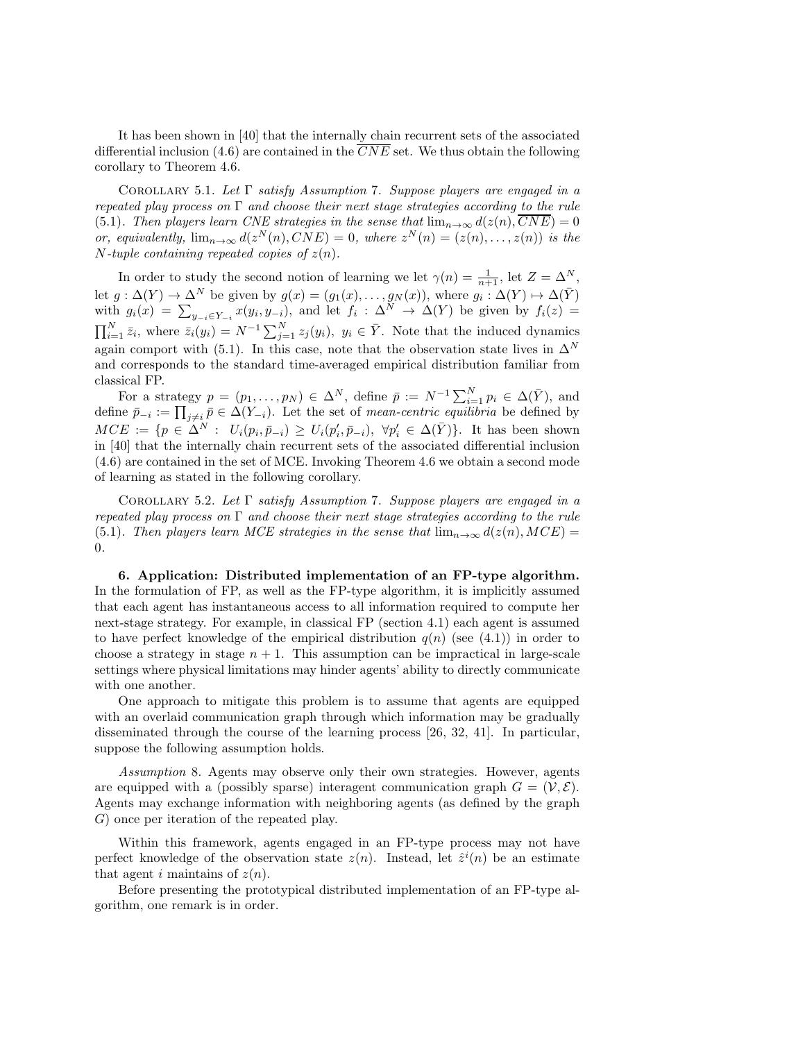It has been shown in [40] that the internally chain recurrent sets of the associated differential inclusion (4.6) are contained in the $\overline{CNE}$ set. We thus obtain the following corollary to Theorem 4.6.

Corollary 5.1. *Let $\Gamma$ satisfy Assumption 7. Suppose players are engaged in a repeated play process on $\Gamma$ and choose their next stage strategies according to the rule (5.1). Then players learn CNE strategies in the sense that $\lim_{n\to\infty} d(z(n), \overline{CNE}) = 0$ or, equivalently, $\lim_{n\to\infty} d(z^N(n), CNE) = 0$, where $z^N(n) = (z(n), \ldots, z(n))$ is the $N$-tuple containing repeated copies of $z(n)$.*

In order to study the second notion of learning we let $\gamma(n) = \frac{1}{n+1}$, let $Z = \Delta^N$, let $g : \Delta(Y) \to \Delta^N$ be given by $g(x) = (g_1(x), \ldots, g_N(x))$, where $g_i : \Delta(Y) \mapsto \Delta(\bar{Y})$ with $g_i(x) = \sum_{y_{-i}\in Y_{-i}} x(y_i, y_{-i})$, and let $f_i : \Delta^N \to \Delta(Y)$ be given by $f_i(z) = \prod_{i=1}^N \bar{z}_i$, where $\bar{z}_i(y_i) = N^{-1}\sum_{j=1}^N z_j(y_i)$, $y_i \in \bar{Y}$. Note that the induced dynamics again comport with (5.1). In this case, note that the observation state lives in $\Delta^N$ and corresponds to the standard time-averaged empirical distribution familiar from classical FP.

For a strategy $p = (p_1, \ldots, p_N) \in \Delta^N$, define $\bar{p} := N^{-1}\sum_{i=1}^N p_i \in \Delta(\bar{Y})$, and define $\bar{p}_{-i} := \prod_{j\neq i} \bar{p} \in \Delta(Y_{-i})$. Let the set of *mean-centric equilibria* be defined by $MCE := \{p \in \Delta^N : \ U_i(p_i, \bar{p}_{-i}) \geq U_i(p_i', \bar{p}_{-i}), \ \forall p_i' \in \Delta(\bar{Y})\}$. It has been shown in [40] that the internally chain recurrent sets of the associated differential inclusion (4.6) are contained in the set of MCE. Invoking Theorem 4.6 we obtain a second mode of learning as stated in the following corollary.

Corollary 5.2. *Let $\Gamma$ satisfy Assumption 7. Suppose players are engaged in a repeated play process on $\Gamma$ and choose their next stage strategies according to the rule (5.1). Then players learn MCE strategies in the sense that $\lim_{n\to\infty} d(z(n), MCE) = 0$.*

## 6. Application: Distributed implementation of an FP-type algorithm.

In the formulation of FP, as well as the FP-type algorithm, it is implicitly assumed that each agent has instantaneous access to all information required to compute her next-stage strategy. For example, in classical FP (section 4.1) each agent is assumed to have perfect knowledge of the empirical distribution $q(n)$ (see (4.1)) in order to choose a strategy in stage $n+1$. This assumption can be impractical in large-scale settings where physical limitations may hinder agents' ability to directly communicate with one another.

One approach to mitigate this problem is to assume that agents are equipped with an overlaid communication graph through which information may be gradually disseminated through the course of the learning process [26, 32, 41]. In particular, suppose the following assumption holds.

*Assumption* 8. Agents may observe only their own strategies. However, agents are equipped with a (possibly sparse) interagent communication graph $G = (\mathcal{V}, \mathcal{E})$. Agents may exchange information with neighboring agents (as defined by the graph $G$) once per iteration of the repeated play.

Within this framework, agents engaged in an FP-type process may not have perfect knowledge of the observation state $z(n)$. Instead, let $\hat{z}^i(n)$ be an estimate that agent $i$ maintains of $z(n)$.

Before presenting the prototypical distributed implementation of an FP-type algorithm, one remark is in order.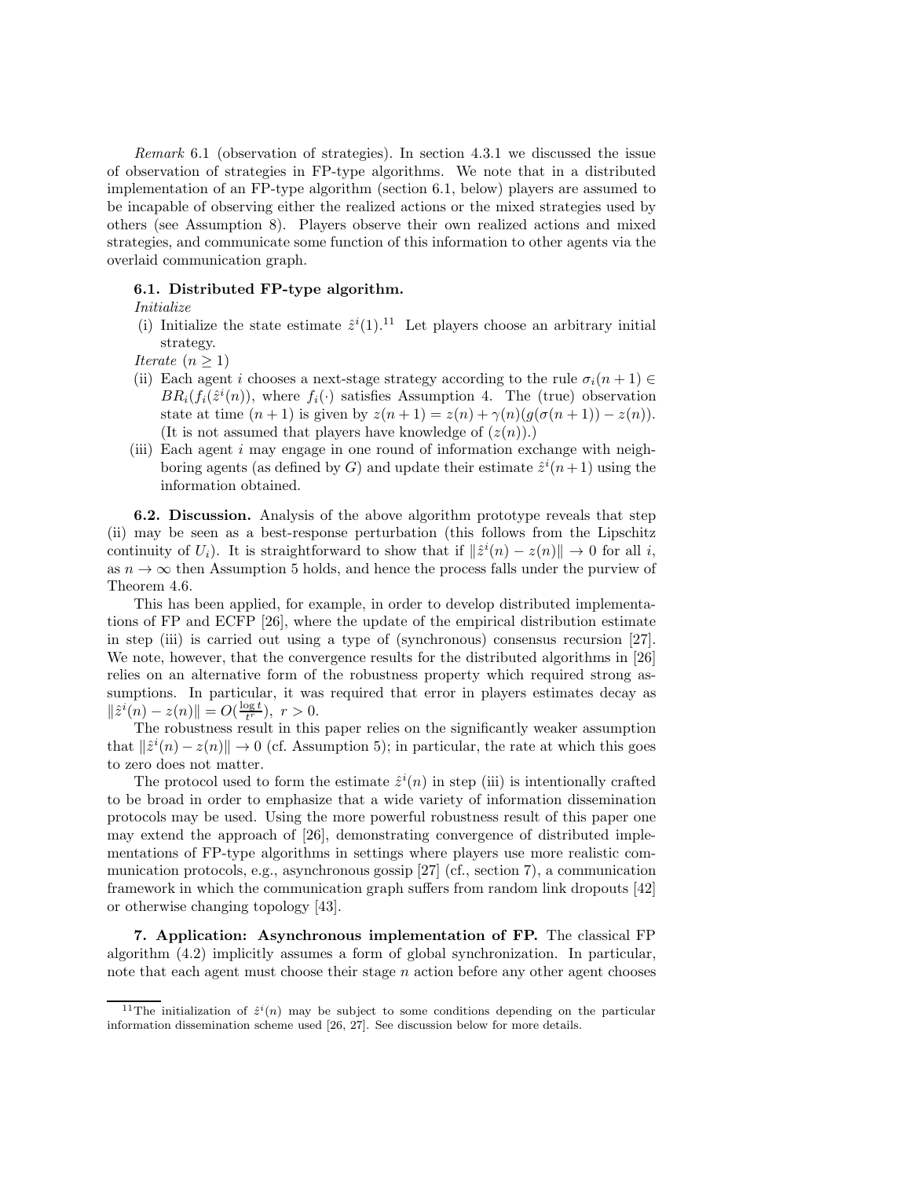*Remark* 6.1 (observation of strategies). In section 4.3.1 we discussed the issue of observation of strategies in FP-type algorithms. We note that in a distributed implementation of an FP-type algorithm (section 6.1, below) players are assumed to be incapable of observing either the realized actions or the mixed strategies used by others (see Assumption 8). Players observe their own realized actions and mixed strategies, and communicate some function of this information to other agents via the overlaid communication graph.

### 6.1. Distributed FP-type algorithm.

*Initialize*

(i) Initialize the state estimate $\hat{z}^i(1)$.[11] Let players choose an arbitrary initial strategy.

*Iterate* $(n \geq 1)$

(ii) Each agent $i$ chooses a next-stage strategy according to the rule $\sigma_i(n+1) \in BR_i(f_i(\hat{z}^i(n)))$, where $f_i(\cdot)$ satisfies Assumption 4. The (true) observation state at time $(n+1)$ is given by $z(n+1) = z(n) + \gamma(n)(g(\sigma(n+1)) - z(n))$. (It is not assumed that players have knowledge of $(z(n))$.)

(iii) Each agent $i$ may engage in one round of information exchange with neighboring agents (as defined by $G$) and update their estimate $\hat{z}^i(n+1)$ using the information obtained.

**6.2. Discussion.** Analysis of the above algorithm prototype reveals that step (ii) may be seen as a best-response perturbation (this follows from the Lipschitz continuity of $U_i$). It is straightforward to show that if $\|\hat{z}^i(n) - z(n)\| \to 0$ for all $i$, as $n \to \infty$ then Assumption 5 holds, and hence the process falls under the purview of Theorem 4.6.

This has been applied, for example, in order to develop distributed implementations of FP and ECFP [26], where the update of the empirical distribution estimate in step (iii) is carried out using a type of (synchronous) consensus recursion [27]. We note, however, that the convergence results for the distributed algorithms in [26] relies on an alternative form of the robustness property which required strong assumptions. In particular, it was required that error in players estimates decay as $\|\hat{z}^i(n) - z(n)\| = O(\frac{\log t}{t^r}),\ r > 0$.

The robustness result in this paper relies on the significantly weaker assumption that $\|\hat{z}^i(n) - z(n)\| \to 0$ (cf. Assumption 5); in particular, the rate at which this goes to zero does not matter.

The protocol used to form the estimate $\hat{z}^i(n)$ in step (iii) is intentionally crafted to be broad in order to emphasize that a wide variety of information dissemination protocols may be used. Using the more powerful robustness result of this paper one may extend the approach of [26], demonstrating convergence of distributed implementations of FP-type algorithms in settings where players use more realistic communication protocols, e.g., asynchronous gossip [27] (cf., section 7), a communication framework in which the communication graph suffers from random link dropouts [42] or otherwise changing topology [43].

## 7. Application: Asynchronous implementation of FP.

The classical FP algorithm (4.2) implicitly assumes a form of global synchronization. In particular, note that each agent must choose their stage $n$ action before any other agent chooses

[11] The initialization of $\hat{z}^i(n)$ may be subject to some conditions depending on the particular information dissemination scheme used [26, 27]. See discussion below for more details.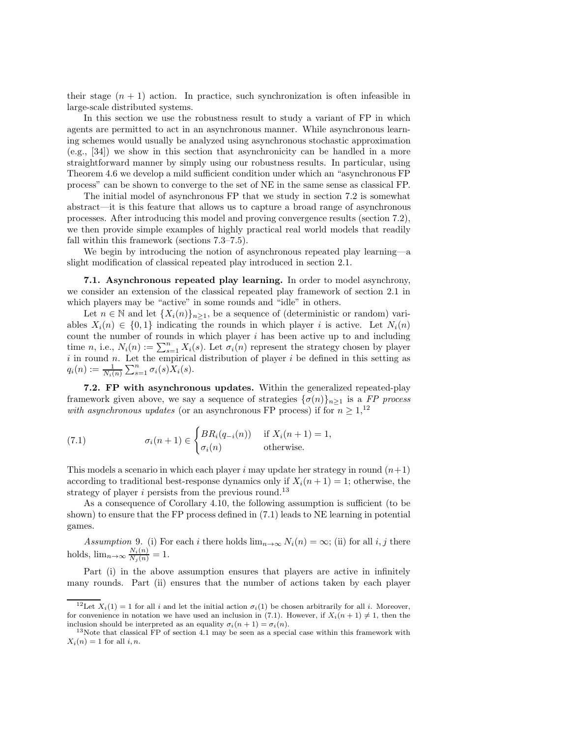their stage $(n+1)$ action. In practice, such synchronization is often infeasible in large-scale distributed systems.

In this section we use the robustness result to study a variant of FP in which agents are permitted to act in an asynchronous manner. While asynchronous learning schemes would usually be analyzed using asynchronous stochastic approximation (e.g., [34]) we show in this section that asynchronicity can be handled in a more straightforward manner by simply using our robustness results. In particular, using Theorem 4.6 we develop a mild sufficient condition under which an "asynchronous FP process" can be shown to converge to the set of NE in the same sense as classical FP.

The initial model of asynchronous FP that we study in section 7.2 is somewhat abstract—it is this feature that allows us to capture a broad range of asynchronous processes. After introducing this model and proving convergence results (section 7.2), we then provide simple examples of highly practical real world models that readily fall within this framework (sections 7.3–7.5).

We begin by introducing the notion of asynchronous repeated play learning—a slight modification of classical repeated play introduced in section 2.1.

**7.1. Asynchronous repeated play learning.** In order to model asynchrony, we consider an extension of the classical repeated play framework of section 2.1 in which players may be "active" in some rounds and "idle" in others.

Let $n \in \mathbb{N}$ and let $\{X_i(n)\}_{n\geq 1}$, be a sequence of (deterministic or random) variables $X_i(n) \in \{0,1\}$ indicating the rounds in which player $i$ is active. Let $N_i(n)$ count the number of rounds in which player $i$ has been active up to and including time $n$, i.e., $N_i(n) := \sum_{s=1}^n X_i(s)$. Let $\sigma_i(n)$ represent the strategy chosen by player $i$ in round $n$. Let the empirical distribution of player $i$ be defined in this setting as $q_i(n) := \frac{1}{N_i(n)} \sum_{s=1}^n \sigma_i(s) X_i(s)$.

**7.2. FP with asynchronous updates.** Within the generalized repeated-play framework given above, we say a sequence of strategies $\{\sigma(n)\}_{n\geq 1}$ is a *FP process with asynchronous updates* (or an asynchronous FP process) if for $n \geq 1$,[12]

$$
\sigma_i(n+1) \in \begin{cases} BR_i(q_{-i}(n)) & \text{if } X_i(n+1) = 1, \\ \sigma_i(n) & \text{otherwise.} \end{cases} \tag{7.1}
$$

This models a scenario in which each player $i$ may update her strategy in round $(n+1)$ according to traditional best-response dynamics only if $X_i(n+1) = 1$; otherwise, the strategy of player $i$ persists from the previous round.[13]

As a consequence of Corollary 4.10, the following assumption is sufficient (to be shown) to ensure that the FP process defined in (7.1) leads to NE learning in potential games.

*Assumption* 9. (i) For each $i$ there holds $\lim_{n\to\infty} N_i(n) = \infty$; (ii) for all $i, j$ there holds, $\lim_{n\to\infty} \frac{N_i(n)}{N_j(n)} = 1$.

Part (i) in the above assumption ensures that players are active in infinitely many rounds. Part (ii) ensures that the number of actions taken by each player

---

[12] Let $X_i(1) = 1$ for all $i$ and let the initial action $\sigma_i(1)$ be chosen arbitrarily for all $i$. Moreover, for convenience in notation we have used an inclusion in (7.1). However, if $X_i(n+1) \neq 1$, then the inclusion should be interpreted as an equality $\sigma_i(n+1) = \sigma_i(n)$.

[13] Note that classical FP of section 4.1 may be seen as a special case within this framework with $X_i(n) = 1$ for all $i, n$.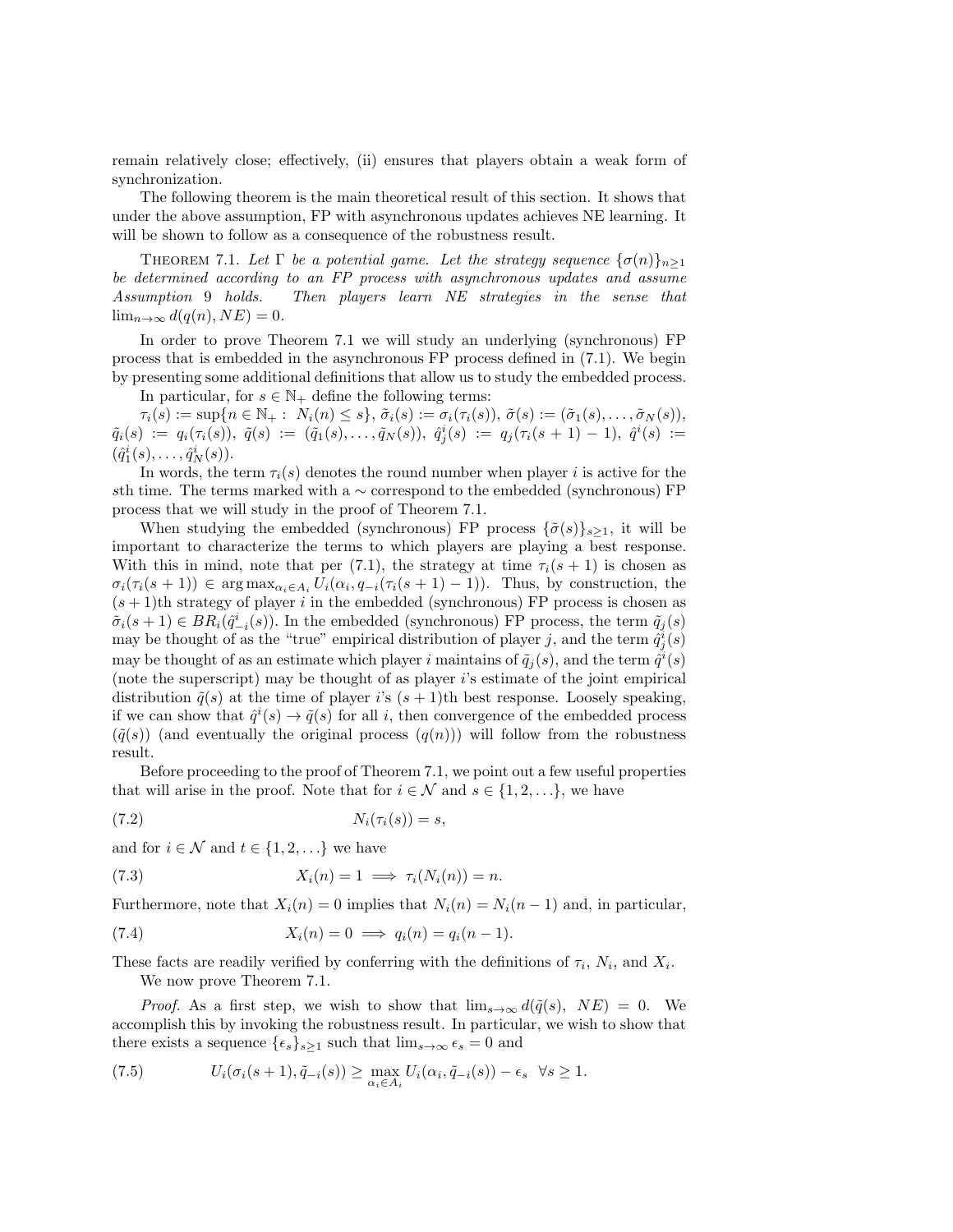remain relatively close; effectively, (ii) ensures that players obtain a weak form of synchronization.

The following theorem is the main theoretical result of this section. It shows that under the above assumption, FP with asynchronous updates achieves NE learning. It will be shown to follow as a consequence of the robustness result.

**Theorem 7.1.** *Let $\Gamma$ be a potential game. Let the strategy sequence $\{\sigma(n)\}_{n\geq 1}$ be determined according to an FP process with asynchronous updates and assume Assumption 9 holds. Then players learn NE strategies in the sense that $\lim_{n\to\infty} d(q(n), NE) = 0$.*

In order to prove Theorem 7.1 we will study an underlying (synchronous) FP process that is embedded in the asynchronous FP process defined in (7.1). We begin by presenting some additional definitions that allow us to study the embedded process.

In particular, for $s \in \mathbb{N}_+$ define the following terms:
$\tau_i(s) := \sup\{n \in \mathbb{N}_+ : \; N_i(n) \leq s\}$, $\tilde{\sigma}_i(s) := \sigma_i(\tau_i(s))$, $\tilde{\sigma}(s) := (\tilde{\sigma}_1(s), \ldots, \tilde{\sigma}_N(s))$, $\tilde{q}_i(s) := q_i(\tau_i(s))$, $\tilde{q}(s) := (\tilde{q}_1(s), \ldots, \tilde{q}_N(s))$, $\hat{q}^i_j(s) := q_j(\tau_i(s+1) - 1)$, $\hat{q}^i(s) := (\hat{q}^i_1(s), \ldots, \hat{q}^i_N(s))$.

In words, the term $\tau_i(s)$ denotes the round number when player $i$ is active for the $s$th time. The terms marked with a $\sim$ correspond to the embedded (synchronous) FP process that we will study in the proof of Theorem 7.1.

When studying the embedded (synchronous) FP process $\{\tilde{\sigma}(s)\}_{s\geq 1}$, it will be important to characterize the terms to which players are playing a best response. With this in mind, note that per (7.1), the strategy at time $\tau_i(s+1)$ is chosen as $\sigma_i(\tau_i(s+1)) \in \arg\max_{\alpha_i \in A_i} U_i(\alpha_i, q_{-i}(\tau_i(s+1) - 1))$. Thus, by construction, the $(s+1)$th strategy of player $i$ in the embedded (synchronous) FP process is chosen as $\tilde{\sigma}_i(s+1) \in BR_i(\hat{q}^i_{-i}(s))$. In the embedded (synchronous) FP process, the term $\tilde{q}_j(s)$ may be thought of as the "true" empirical distribution of player $j$, and the term $\hat{q}^i_j(s)$ may be thought of as an estimate which player $i$ maintains of $\tilde{q}_j(s)$, and the term $\hat{q}^i(s)$ (note the superscript) may be thought of as player $i$'s estimate of the joint empirical distribution $\tilde{q}(s)$ at the time of player $i$'s $(s+1)$th best response. Loosely speaking, if we can show that $\hat{q}^i(s) \to \tilde{q}(s)$ for all $i$, then convergence of the embedded process $(\tilde{q}(s))$ (and eventually the original process $(q(n))$) will follow from the robustness result.

Before proceeding to the proof of Theorem 7.1, we point out a few useful properties that will arise in the proof. Note that for $i \in \mathcal{N}$ and $s \in \{1, 2, \ldots\}$, we have

$$N_i(\tau_i(s)) = s, \tag{7.2}$$

and for $i \in \mathcal{N}$ and $t \in \{1, 2, \ldots\}$ we have

$$X_i(n) = 1 \implies \tau_i(N_i(n)) = n. \tag{7.3}$$

Furthermore, note that $X_i(n) = 0$ implies that $N_i(n) = N_i(n-1)$ and, in particular,

$$X_i(n) = 0 \implies q_i(n) = q_i(n-1). \tag{7.4}$$

These facts are readily verified by conferring with the definitions of $\tau_i$, $N_i$, and $X_i$.

We now prove Theorem 7.1.

*Proof.* As a first step, we wish to show that $\lim_{s\to\infty} d(\tilde{q}(s),\ NE) = 0$. We accomplish this by invoking the robustness result. In particular, we wish to show that there exists a sequence $\{\epsilon_s\}_{s\geq 1}$ such that $\lim_{s\to\infty} \epsilon_s = 0$ and

$$U_i(\sigma_i(s+1), \tilde{q}_{-i}(s)) \geq \max_{\alpha_i \in A_i} U_i(\alpha_i, \tilde{q}_{-i}(s)) - \epsilon_s \quad \forall s \geq 1. \tag{7.5}$$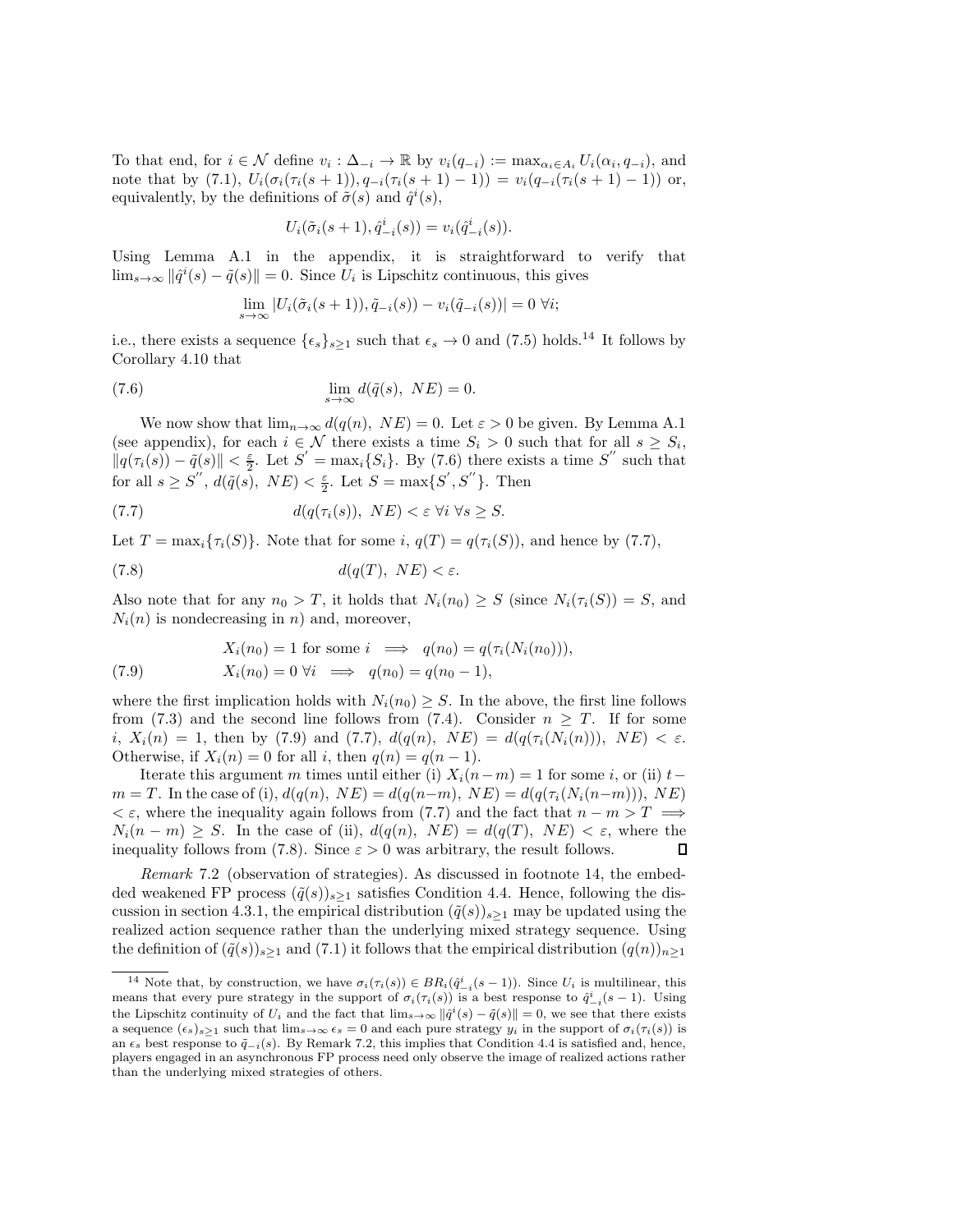To that end, for $i \in \mathcal{N}$ define $v_i : \Delta_{-i} \to \mathbb{R}$ by $v_i(q_{-i}) := \max_{\alpha_i \in A_i} U_i(\alpha_i, q_{-i})$, and note that by (7.1), $U_i(\sigma_i(\tau_i(s+1)), q_{-i}(\tau_i(s+1)-1)) = v_i(q_{-i}(\tau_i(s+1)-1))$ or, equivalently, by the definitions of $\tilde{\sigma}(s)$ and $\hat{q}^i(s)$,

$$U_i(\tilde{\sigma}_i(s+1), \hat{q}^i_{-i}(s)) = v_i(\hat{q}^i_{-i}(s)).$$

Using Lemma A.1 in the appendix, it is straightforward to verify that $\lim_{s\to\infty} \|\hat{q}^i(s) - \tilde{q}(s)\| = 0$. Since $U_i$ is Lipschitz continuous, this gives

$$\lim_{s\to\infty} |U_i(\tilde{\sigma}_i(s+1)), \tilde{q}_{-i}(s)) - v_i(\tilde{q}_{-i}(s))| = 0 \;\forall i;$$

i.e., there exists a sequence $\{\epsilon_s\}_{s\geq 1}$ such that $\epsilon_s \to 0$ and (7.5) holds.[14] It follows by Corollary 4.10 that

$$\lim_{s\to\infty} d(\tilde{q}(s),\ NE) = 0. \tag{7.6}$$

We now show that $\lim_{n\to\infty} d(q(n),\ NE) = 0$. Let $\varepsilon > 0$ be given. By Lemma A.1 (see appendix), for each $i \in \mathcal{N}$ there exists a time $S_i > 0$ such that for all $s \geq S_i$, $\|q(\tau_i(s)) - \tilde{q}(s)\| < \frac{\varepsilon}{2}$. Let $S' = \max_i\{S_i\}$. By (7.6) there exists a time $S''$ such that for all $s \geq S''$, $d(\tilde{q}(s),\ NE) < \frac{\varepsilon}{2}$. Let $S = \max\{S', S''\}$. Then

$$d(q(\tau_i(s)),\ NE) < \varepsilon \;\forall i \;\forall s \geq S. \tag{7.7}$$

Let $T = \max_i\{\tau_i(S)\}$. Note that for some $i$, $q(T) = q(\tau_i(S))$, and hence by (7.7),

$$d(q(T),\ NE) < \varepsilon. \tag{7.8}$$

Also note that for any $n_0 > T$, it holds that $N_i(n_0) \geq S$ (since $N_i(\tau_i(S)) = S$, and $N_i(n)$ is nondecreasing in $n$) and, moreover,

$$\begin{aligned} &X_i(n_0) = 1 \text{ for some } i \implies q(n_0) = q(\tau_i(N_i(n_0))),\\ &X_i(n_0) = 0 \;\forall i \implies q(n_0) = q(n_0 - 1), \end{aligned} \tag{7.9}$$

where the first implication holds with $N_i(n_0) \geq S$. In the above, the first line follows from (7.3) and the second line follows from (7.4). Consider $n \geq T$. If for some $i$, $X_i(n) = 1$, then by (7.9) and (7.7), $d(q(n),\ NE) = d(q(\tau_i(N_i(n))),\ NE) < \varepsilon$. Otherwise, if $X_i(n) = 0$ for all $i$, then $q(n) = q(n-1)$.

Iterate this argument $m$ times until either (i) $X_i(n-m) = 1$ for some $i$, or (ii) $t - m = T$. In the case of (i), $d(q(n),\ NE) = d(q(n-m),\ NE) = d(q(\tau_i(N_i(n-m))),\ NE) < \varepsilon$, where the inequality again follows from (7.7) and the fact that $n - m > T \implies N_i(n-m) \geq S$. In the case of (ii), $d(q(n),\ NE) = d(q(T),\ NE) < \varepsilon$, where the inequality follows from (7.8). Since $\varepsilon > 0$ was arbitrary, the result follows. ∎

*Remark* 7.2 (observation of strategies). As discussed in footnote 14, the embedded weakened FP process $(\tilde{q}(s))_{s\geq 1}$ satisfies Condition 4.4. Hence, following the discussion in section 4.3.1, the empirical distribution $(\tilde{q}(s))_{s\geq 1}$ may be updated using the realized action sequence rather than the underlying mixed strategy sequence. Using the definition of $(\tilde{q}(s))_{s\geq 1}$ and (7.1) it follows that the empirical distribution $(q(n))_{n\geq 1}$

---

[14] Note that, by construction, we have $\sigma_i(\tau_i(s)) \in BR_i(\hat{q}^i_{-i}(s-1))$. Since $U_i$ is multilinear, this means that every pure strategy in the support of $\sigma_i(\tau_i(s))$ is a best response to $\hat{q}^i_{-i}(s-1)$. Using the Lipschitz continuity of $U_i$ and the fact that $\lim_{s\to\infty} \|\hat{q}^i(s) - \tilde{q}(s)\| = 0$, we see that there exists a sequence $(\epsilon_s)_{s\geq 1}$ such that $\lim_{s\to\infty} \epsilon_s = 0$ and each pure strategy $y_i$ in the support of $\sigma_i(\tau_i(s))$ is an $\epsilon_s$ best response to $\tilde{q}_{-i}(s)$. By Remark 7.2, this implies that Condition 4.4 is satisfied and, hence, players engaged in an asynchronous FP process need only observe the image of realized actions rather than the underlying mixed strategies of others.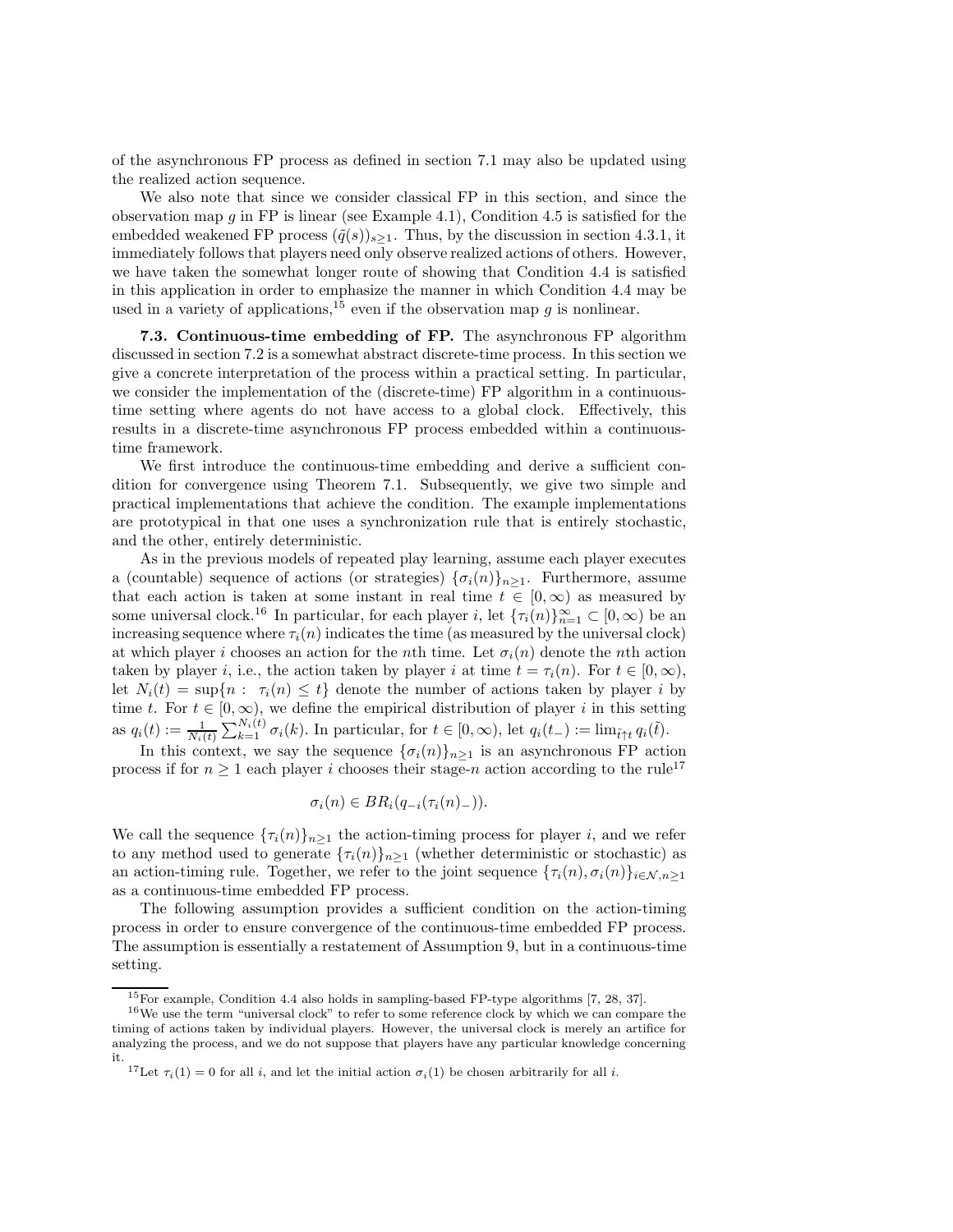of the asynchronous FP process as defined in section 7.1 may also be updated using the realized action sequence.

We also note that since we consider classical FP in this section, and since the observation map $g$ in FP is linear (see Example 4.1), Condition 4.5 is satisfied for the embedded weakened FP process $(\tilde{q}(s))_{s\geq 1}$. Thus, by the discussion in section 4.3.1, it immediately follows that players need only observe realized actions of others. However, we have taken the somewhat longer route of showing that Condition 4.4 is satisfied in this application in order to emphasize the manner in which Condition 4.4 may be used in a variety of applications,[15] even if the observation map $g$ is nonlinear.

**7.3. Continuous-time embedding of FP.** The asynchronous FP algorithm discussed in section 7.2 is a somewhat abstract discrete-time process. In this section we give a concrete interpretation of the process within a practical setting. In particular, we consider the implementation of the (discrete-time) FP algorithm in a continuous-time setting where agents do not have access to a global clock. Effectively, this results in a discrete-time asynchronous FP process embedded within a continuous-time framework.

We first introduce the continuous-time embedding and derive a sufficient condition for convergence using Theorem 7.1. Subsequently, we give two simple and practical implementations that achieve the condition. The example implementations are prototypical in that one uses a synchronization rule that is entirely stochastic, and the other, entirely deterministic.

As in the previous models of repeated play learning, assume each player executes a (countable) sequence of actions (or strategies) $\{\sigma_i(n)\}_{n\geq 1}$. Furthermore, assume that each action is taken at some instant in real time $t \in [0,\infty)$ as measured by some universal clock.[16] In particular, for each player $i$, let $\{\tau_i(n)\}_{n=1}^{\infty} \subset [0,\infty)$ be an increasing sequence where $\tau_i(n)$ indicates the time (as measured by the universal clock) at which player $i$ chooses an action for the $n$th time. Let $\sigma_i(n)$ denote the $n$th action taken by player $i$, i.e., the action taken by player $i$ at time $t = \tau_i(n)$. For $t \in [0,\infty)$, let $N_i(t) = \sup\{n : \ \tau_i(n) \leq t\}$ denote the number of actions taken by player $i$ by time $t$. For $t \in [0,\infty)$, we define the empirical distribution of player $i$ in this setting as $q_i(t) := \frac{1}{N_i(t)} \sum_{k=1}^{N_i(t)} \sigma_i(k)$. In particular, for $t \in [0,\infty)$, let $q_i(t_-) := \lim_{\tilde{t}\uparrow t} q_i(\tilde{t})$.

In this context, we say the sequence $\{\sigma_i(n)\}_{n\geq 1}$ is an asynchronous FP action process if for $n \geq 1$ each player $i$ chooses their stage-$n$ action according to the rule[17]

$$\sigma_i(n) \in BR_i(q_{-i}(\tau_i(n)_-)).$$

We call the sequence $\{\tau_i(n)\}_{n\geq 1}$ the action-timing process for player $i$, and we refer to any method used to generate $\{\tau_i(n)\}_{n\geq 1}$ (whether deterministic or stochastic) as an action-timing rule. Together, we refer to the joint sequence $\{\tau_i(n), \sigma_i(n)\}_{i\in\mathcal{N}, n\geq 1}$ as a continuous-time embedded FP process.

The following assumption provides a sufficient condition on the action-timing process in order to ensure convergence of the continuous-time embedded FP process. The assumption is essentially a restatement of Assumption 9, but in a continuous-time setting.

---

[15] For example, Condition 4.4 also holds in sampling-based FP-type algorithms [7, 28, 37].

[16] We use the term "universal clock" to refer to some reference clock by which we can compare the timing of actions taken by individual players. However, the universal clock is merely an artifice for analyzing the process, and we do not suppose that players have any particular knowledge concerning it.

[17] Let $\tau_i(1) = 0$ for all $i$, and let the initial action $\sigma_i(1)$ be chosen arbitrarily for all $i$.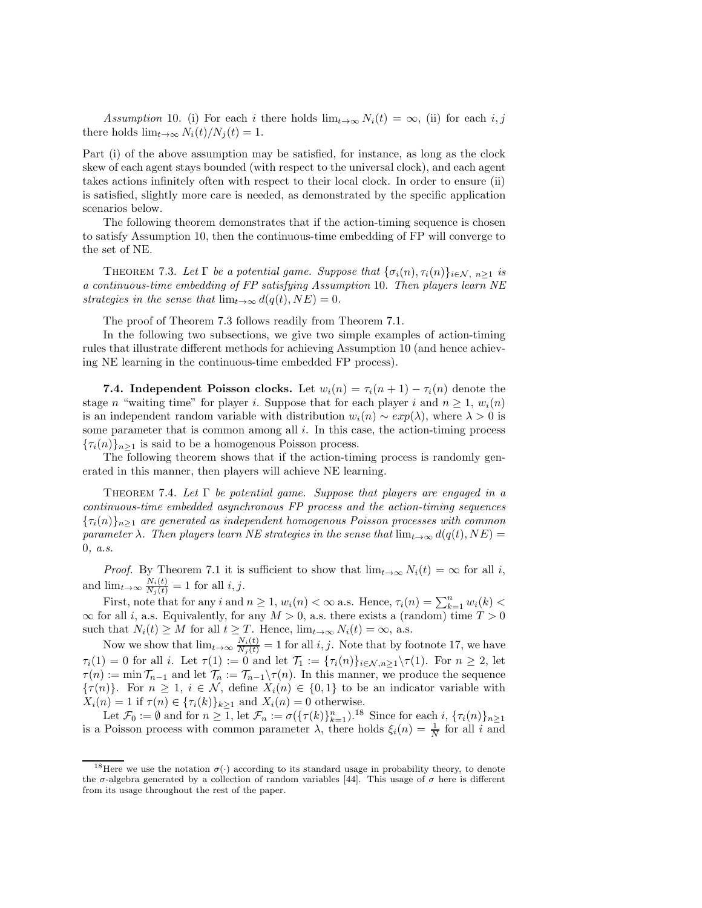*Assumption* 10. (i) For each $i$ there holds $\lim_{t\to\infty} N_i(t) = \infty$, (ii) for each $i, j$ there holds $\lim_{t\to\infty} N_i(t)/N_j(t) = 1$.

Part (i) of the above assumption may be satisfied, for instance, as long as the clock skew of each agent stays bounded (with respect to the universal clock), and each agent takes actions infinitely often with respect to their local clock. In order to ensure (ii) is satisfied, slightly more care is needed, as demonstrated by the specific application scenarios below.

The following theorem demonstrates that if the action-timing sequence is chosen to satisfy Assumption 10, then the continuous-time embedding of FP will converge to the set of NE.

THEOREM 7.3. *Let* $\Gamma$ *be a potential game. Suppose that* $\{\sigma_i(n), \tau_i(n)\}_{i\in\mathcal{N},\, n\geq 1}$ *is a continuous-time embedding of FP satisfying Assumption* 10*. Then players learn NE strategies in the sense that* $\lim_{t\to\infty} d(q(t), NE) = 0$.

The proof of Theorem 7.3 follows readily from Theorem 7.1.

In the following two subsections, we give two simple examples of action-timing rules that illustrate different methods for achieving Assumption 10 (and hence achieving NE learning in the continuous-time embedded FP process).

### 7.4. Independent Poisson clocks.

Let $w_i(n) = \tau_i(n+1) - \tau_i(n)$ denote the stage $n$ "waiting time" for player $i$. Suppose that for each player $i$ and $n \geq 1$, $w_i(n)$ is an independent random variable with distribution $w_i(n) \sim exp(\lambda)$, where $\lambda > 0$ is some parameter that is common among all $i$. In this case, the action-timing process $\{\tau_i(n)\}_{n\geq 1}$ is said to be a homogenous Poisson process.

The following theorem shows that if the action-timing process is randomly generated in this manner, then players will achieve NE learning.

THEOREM 7.4. *Let* $\Gamma$ *be potential game. Suppose that players are engaged in a continuous-time embedded asynchronous FP process and the action-timing sequences* $\{\tau_i(n)\}_{n\geq 1}$ *are generated as independent homogenous Poisson processes with common parameter* $\lambda$*. Then players learn NE strategies in the sense that* $\lim_{t\to\infty} d(q(t), NE) = 0$*, a.s.*

*Proof.* By Theorem 7.1 it is sufficient to show that $\lim_{t\to\infty} N_i(t) = \infty$ for all $i$, and $\lim_{t\to\infty} \frac{N_i(t)}{N_j(t)} = 1$ for all $i, j$.

First, note that for any $i$ and $n \geq 1$, $w_i(n) < \infty$ a.s. Hence, $\tau_i(n) = \sum_{k=1}^n w_i(k) < \infty$ for all $i$, a.s. Equivalently, for any $M > 0$, a.s. there exists a (random) time $T > 0$ such that $N_i(t) \geq M$ for all $t \geq T$. Hence, $\lim_{t\to\infty} N_i(t) = \infty$, a.s.

Now we show that $\lim_{t\to\infty} \frac{N_i(t)}{N_j(t)} = 1$ for all $i, j$. Note that by footnote 17, we have $\tau_i(1) = 0$ for all $i$. Let $\tau(1) := 0$ and let $\mathcal{T}_1 := \{\tau_i(n)\}_{i\in\mathcal{N}, n\geq 1}\backslash\tau(1)$. For $n \geq 2$, let $\tau(n) := \min \mathcal{T}_{n-1}$ and let $\mathcal{T}_n := \mathcal{T}_{n-1}\backslash\tau(n)$. In this manner, we produce the sequence $\{\tau(n)\}$. For $n \geq 1$, $i \in \mathcal{N}$, define $X_i(n) \in \{0, 1\}$ to be an indicator variable with $X_i(n) = 1$ if $\tau(n) \in \{\tau_i(k)\}_{k\geq 1}$ and $X_i(n) = 0$ otherwise.

Let $\mathcal{F}_0 := \emptyset$ and for $n \geq 1$, let $\mathcal{F}_n := \sigma(\{\tau(k)\}_{k=1}^n)$.[18] Since for each $i$, $\{\tau_i(n)\}_{n\geq 1}$ is a Poisson process with common parameter $\lambda$, there holds $\xi_i(n) = \frac{1}{N}$ for all $i$ and

[18] Here we use the notation $\sigma(\cdot)$ according to its standard usage in probability theory, to denote the $\sigma$-algebra generated by a collection of random variables [44]. This usage of $\sigma$ here is different from its usage throughout the rest of the paper.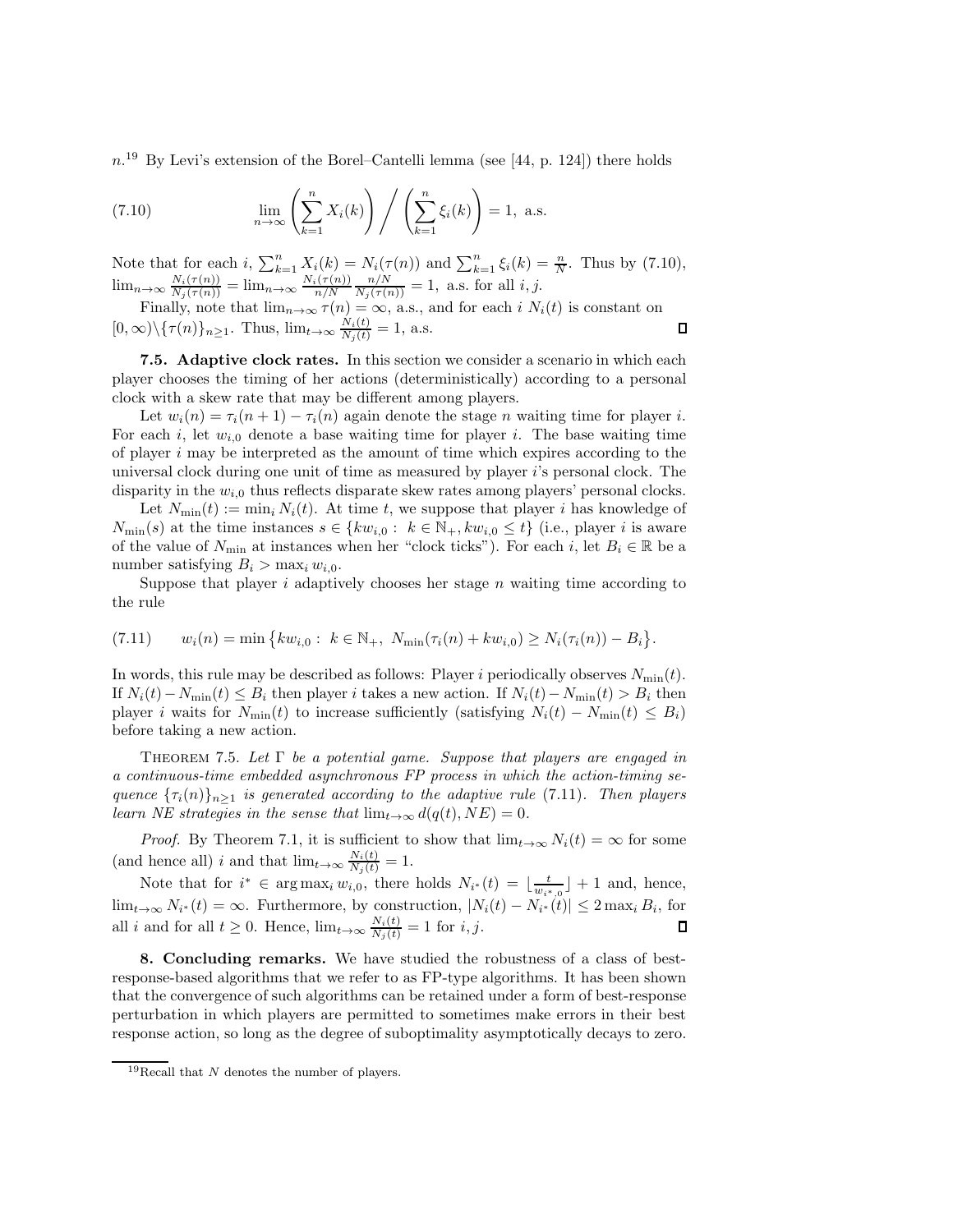$n$.[19] By Levi's extension of the Borel–Cantelli lemma (see [44, p. 124]) there holds

$$\lim_{n\to\infty} \left(\sum_{k=1}^{n} X_i(k)\right) \bigg/ \left(\sum_{k=1}^{n} \xi_i(k)\right) = 1, \text{ a.s.} \tag{7.10}$$

Note that for each $i$, $\sum_{k=1}^n X_i(k) = N_i(\tau(n))$ and $\sum_{k=1}^n \xi_i(k) = \frac{n}{N}$. Thus by (7.10), $\lim_{n\to\infty} \frac{N_i(\tau(n))}{N_j(\tau(n))} = \lim_{n\to\infty} \frac{N_i(\tau(n))}{n/N} \frac{n/N}{N_j(\tau(n))} = 1$, a.s. for all $i, j$.

Finally, note that $\lim_{n\to\infty} \tau(n) = \infty$, a.s., and for each $i$ $N_i(t)$ is constant on $[0,\infty)\backslash\{\tau(n)\}_{n\geq 1}$. Thus, $\lim_{t\to\infty} \frac{N_i(t)}{N_j(t)} = 1$, a.s. ∎

**7.5. Adaptive clock rates.** In this section we consider a scenario in which each player chooses the timing of her actions (deterministically) according to a personal clock with a skew rate that may be different among players.

Let $w_i(n) = \tau_i(n+1) - \tau_i(n)$ again denote the stage $n$ waiting time for player $i$. For each $i$, let $w_{i,0}$ denote a base waiting time for player $i$. The base waiting time of player $i$ may be interpreted as the amount of time which expires according to the universal clock during one unit of time as measured by player $i$'s personal clock. The disparity in the $w_{i,0}$ thus reflects disparate skew rates among players' personal clocks.

Let $N_{\min}(t) := \min_i N_i(t)$. At time $t$, we suppose that player $i$ has knowledge of $N_{\min}(s)$ at the time instances $s \in \{kw_{i,0} : \ k \in \mathbb{N}_+, kw_{i,0} \leq t\}$ (i.e., player $i$ is aware of the value of $N_{\min}$ at instances when her "clock ticks"). For each $i$, let $B_i \in \mathbb{R}$ be a number satisfying $B_i > \max_i w_{i,0}$.

Suppose that player $i$ adaptively chooses her stage $n$ waiting time according to the rule

$$w_i(n) = \min\left\{kw_{i,0} : \ k \in \mathbb{N}_+, \ N_{\min}(\tau_i(n) + kw_{i,0}) \geq N_i(\tau_i(n)) - B_i\right\}. \tag{7.11}$$

In words, this rule may be described as follows: Player $i$ periodically observes $N_{\min}(t)$. If $N_i(t) - N_{\min}(t) \leq B_i$ then player $i$ takes a new action. If $N_i(t) - N_{\min}(t) > B_i$ then player $i$ waits for $N_{\min}(t)$ to increase sufficiently (satisfying $N_i(t) - N_{\min}(t) \leq B_i$) before taking a new action.

THEOREM 7.5. *Let $\Gamma$ be a potential game. Suppose that players are engaged in a continuous-time embedded asynchronous FP process in which the action-timing sequence $\{\tau_i(n)\}_{n\geq 1}$ is generated according to the adaptive rule* (7.11). *Then players learn NE strategies in the sense that $\lim_{t\to\infty} d(q(t), NE) = 0$.*

*Proof.* By Theorem 7.1, it is sufficient to show that $\lim_{t\to\infty} N_i(t) = \infty$ for some (and hence all) $i$ and that $\lim_{t\to\infty} \frac{N_i(t)}{N_j(t)} = 1$.

Note that for $i^* \in \arg\max_i w_{i,0}$, there holds $N_{i^*}(t) = \lfloor \frac{t}{w_{i^*,0}} \rfloor + 1$ and, hence, $\lim_{t\to\infty} N_{i^*}(t) = \infty$. Furthermore, by construction, $|N_i(t) - N_{i^*}(t)| \leq 2\max_i B_i$, for all $i$ and for all $t \geq 0$. Hence, $\lim_{t\to\infty} \frac{N_i(t)}{N_j(t)} = 1$ for $i, j$. ∎

**8. Concluding remarks.** We have studied the robustness of a class of best-response-based algorithms that we refer to as FP-type algorithms. It has been shown that the convergence of such algorithms can be retained under a form of best-response perturbation in which players are permitted to sometimes make errors in their best response action, so long as the degree of suboptimality asymptotically decays to zero.

[19] Recall that $N$ denotes the number of players.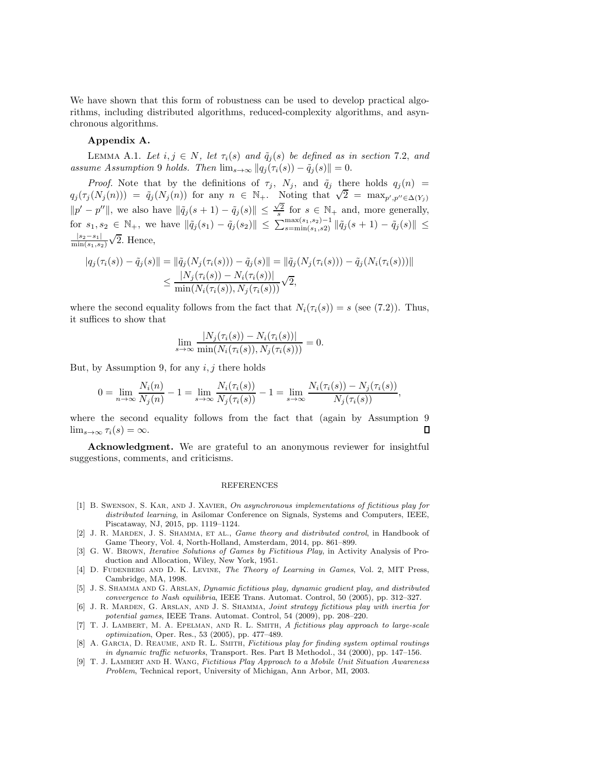We have shown that this form of robustness can be used to develop practical algorithms, including distributed algorithms, reduced-complexity algorithms, and asynchronous algorithms.

## Appendix A.

LEMMA A.1. *Let $i, j \in N$, let $\tau_i(s)$ and $\tilde{q}_j(s)$ be defined as in section 7.2, and assume Assumption 9 holds. Then $\lim_{s\to\infty} \|q_j(\tau_i(s)) - \tilde{q}_j(s)\| = 0$.*

*Proof.* Note that by the definitions of $\tau_j$, $N_j$, and $\tilde{q}_j$ there holds $q_j(n) = q_j(\tau_j(N_j(n))) = \tilde{q}_j(N_j(n))$ for any $n \in \mathbb{N}_+$. Noting that $\sqrt{2} = \max_{p',p''\in\Delta(Y_j)} \|p' - p''\|$, we also have $\|\tilde{q}_j(s+1) - \tilde{q}_j(s)\| \leq \frac{\sqrt{2}}{s}$ for $s \in \mathbb{N}_+$ and, more generally, for $s_1, s_2 \in \mathbb{N}_+$, we have $\|\tilde{q}_j(s_1) - \tilde{q}_j(s_2)\| \leq \sum_{s=\min(s_1,s2)}^{\max(s_1,s_2)-1} \|\tilde{q}_j(s+1) - \tilde{q}_j(s)\| \leq \frac{|s_2-s_1|}{\min(s_1,s_2)}\sqrt{2}$. Hence,

$$
\begin{aligned}
|q_j(\tau_i(s)) - \tilde{q}_j(s)\| &= \|\tilde{q}_j(N_j(\tau_i(s))) - \tilde{q}_j(s)\| = \|\tilde{q}_j(N_j(\tau_i(s))) - \tilde{q}_j(N_i(\tau_i(s)))\| \\
&\leq \frac{|N_j(\tau_i(s)) - N_i(\tau_i(s))|}{\min(N_i(\tau_i(s)), N_j(\tau_i(s)))}\sqrt{2},
\end{aligned}
$$

where the second equality follows from the fact that $N_i(\tau_i(s)) = s$ (see (7.2)). Thus, it suffices to show that

$$
\lim_{s\to\infty} \frac{|N_j(\tau_i(s)) - N_i(\tau_i(s))|}{\min(N_i(\tau_i(s)), N_j(\tau_i(s)))} = 0.
$$

But, by Assumption 9, for any $i, j$ there holds

$$
0 = \lim_{n\to\infty} \frac{N_i(n)}{N_j(n)} - 1 = \lim_{s\to\infty} \frac{N_i(\tau_i(s))}{N_j(\tau_i(s))} - 1 = \lim_{s\to\infty} \frac{N_i(\tau_i(s)) - N_j(\tau_i(s))}{N_j(\tau_i(s))},
$$

where the second equality follows from the fact that (again by Assumption 9 $\lim_{s\to\infty} \tau_i(s) = \infty$. $\square$

**Acknowledgment.** We are grateful to an anonymous reviewer for insightful suggestions, comments, and criticisms.

## REFERENCES

[1] B. Swenson, S. Kar, and J. Xavier, *On asynchronous implementations of fictitious play for distributed learning*, in Asilomar Conference on Signals, Systems and Computers, IEEE, Piscataway, NJ, 2015, pp. 1119–1124.

[2] J. R. Marden, J. S. Shamma, et al., *Game theory and distributed control*, in Handbook of Game Theory, Vol. 4, North-Holland, Amsterdam, 2014, pp. 861–899.

[3] G. W. Brown, *Iterative Solutions of Games by Fictitious Play*, in Activity Analysis of Production and Allocation, Wiley, New York, 1951.

[4] D. Fudenberg and D. K. Levine, *The Theory of Learning in Games*, Vol. 2, MIT Press, Cambridge, MA, 1998.

[5] J. S. Shamma and G. Arslan, *Dynamic fictitious play, dynamic gradient play, and distributed convergence to Nash equilibria*, IEEE Trans. Automat. Control, 50 (2005), pp. 312–327.

[6] J. R. Marden, G. Arslan, and J. S. Shamma, *Joint strategy fictitious play with inertia for potential games*, IEEE Trans. Automat. Control, 54 (2009), pp. 208–220.

[7] T. J. Lambert, M. A. Epelman, and R. L. Smith, *A fictitious play approach to large-scale optimization*, Oper. Res., 53 (2005), pp. 477–489.

[8] A. Garcia, D. Reaume, and R. L. Smith, *Fictitious play for finding system optimal routings in dynamic traffic networks*, Transport. Res. Part B Methodol., 34 (2000), pp. 147–156.

[9] T. J. Lambert and H. Wang, *Fictitious Play Approach to a Mobile Unit Situation Awareness Problem*, Technical report, University of Michigan, Ann Arbor, MI, 2003.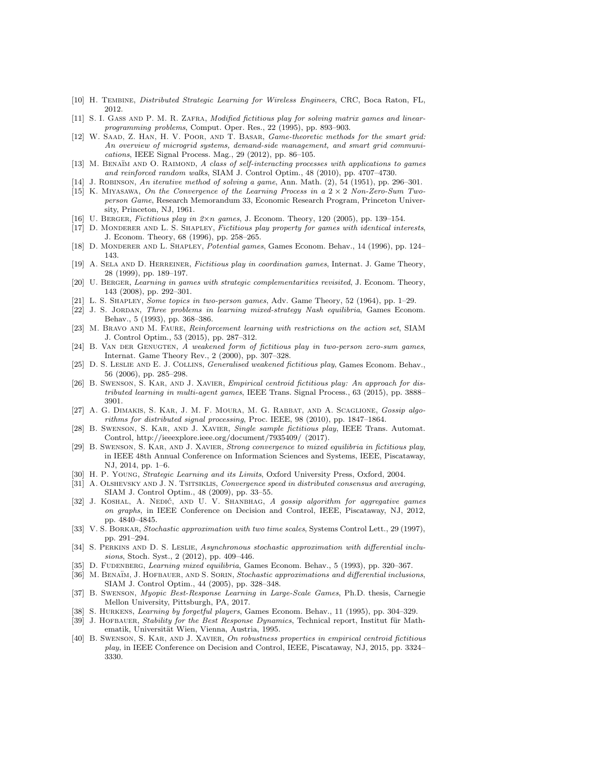[10] H. Tembine, *Distributed Strategic Learning for Wireless Engineers*, CRC, Boca Raton, FL, 2012.

[11] S. I. Gass and P. M. R. Zafra, *Modified fictitious play for solving matrix games and linear-programming problems*, Comput. Oper. Res., 22 (1995), pp. 893–903.

[12] W. Saad, Z. Han, H. V. Poor, and T. Basar, *Game-theoretic methods for the smart grid: An overview of microgrid systems, demand-side management, and smart grid communications*, IEEE Signal Process. Mag., 29 (2012), pp. 86–105.

[13] M. Benaïm and O. Raimond, *A class of self-interacting processes with applications to games and reinforced random walks*, SIAM J. Control Optim., 48 (2010), pp. 4707–4730.

[14] J. Robinson, *An iterative method of solving a game*, Ann. Math. (2), 54 (1951), pp. 296–301.

[15] K. Miyasawa, *On the Convergence of the Learning Process in a $2 \times 2$ Non-Zero-Sum Two-person Game*, Research Memorandum 33, Economic Research Program, Princeton University, Princeton, NJ, 1961.

[16] U. Berger, *Fictitious play in $2{\times}n$ games*, J. Econom. Theory, 120 (2005), pp. 139–154.

[17] D. Monderer and L. S. Shapley, *Fictitious play property for games with identical interests*, J. Econom. Theory, 68 (1996), pp. 258–265.

[18] D. Monderer and L. Shapley, *Potential games*, Games Econom. Behav., 14 (1996), pp. 124–143.

[19] A. Sela and D. Herreiner, *Fictitious play in coordination games*, Internat. J. Game Theory, 28 (1999), pp. 189–197.

[20] U. Berger, *Learning in games with strategic complementarities revisited*, J. Econom. Theory, 143 (2008), pp. 292–301.

[21] L. S. Shapley, *Some topics in two-person games*, Adv. Game Theory, 52 (1964), pp. 1–29.

[22] J. S. Jordan, *Three problems in learning mixed-strategy Nash equilibria*, Games Econom. Behav., 5 (1993), pp. 368–386.

[23] M. Bravo and M. Faure, *Reinforcement learning with restrictions on the action set*, SIAM J. Control Optim., 53 (2015), pp. 287–312.

[24] B. Van der Genugten, *A weakened form of fictitious play in two-person zero-sum games*, Internat. Game Theory Rev., 2 (2000), pp. 307–328.

[25] D. S. Leslie and E. J. Collins, *Generalised weakened fictitious play*, Games Econom. Behav., 56 (2006), pp. 285–298.

[26] B. Swenson, S. Kar, and J. Xavier, *Empirical centroid fictitious play: An approach for distributed learning in multi-agent games*, IEEE Trans. Signal Process., 63 (2015), pp. 3888–3901.

[27] A. G. Dimakis, S. Kar, J. M. F. Moura, M. G. Rabbat, and A. Scaglione, *Gossip algorithms for distributed signal processing*, Proc. IEEE, 98 (2010), pp. 1847–1864.

[28] B. Swenson, S. Kar, and J. Xavier, *Single sample fictitious play*, IEEE Trans. Automat. Control, http://ieeexplore.ieee.org/document/7935409/ (2017).

[29] B. Swenson, S. Kar, and J. Xavier, *Strong convergence to mixed equilibria in fictitious play*, in IEEE 48th Annual Conference on Information Sciences and Systems, IEEE, Piscataway, NJ, 2014, pp. 1–6.

[30] H. P. Young, *Strategic Learning and its Limits*, Oxford University Press, Oxford, 2004.

[31] A. Olshevsky and J. N. Tsitsiklis, *Convergence speed in distributed consensus and averaging*, SIAM J. Control Optim., 48 (2009), pp. 33–55.

[32] J. Koshal, A. Nedić, and U. V. Shanbhag, *A gossip algorithm for aggregative games on graphs*, in IEEE Conference on Decision and Control, IEEE, Piscataway, NJ, 2012, pp. 4840–4845.

[33] V. S. Borkar, *Stochastic approximation with two time scales*, Systems Control Lett., 29 (1997), pp. 291–294.

[34] S. Perkins and D. S. Leslie, *Asynchronous stochastic approximation with differential inclusions*, Stoch. Syst., 2 (2012), pp. 409–446.

[35] D. Fudenberg, *Learning mixed equilibria*, Games Econom. Behav., 5 (1993), pp. 320–367.

[36] M. Benaïm, J. Hofbauer, and S. Sorin, *Stochastic approximations and differential inclusions*, SIAM J. Control Optim., 44 (2005), pp. 328–348.

[37] B. Swenson, *Myopic Best-Response Learning in Large-Scale Games*, Ph.D. thesis, Carnegie Mellon University, Pittsburgh, PA, 2017.

[38] S. Hurkens, *Learning by forgetful players*, Games Econom. Behav., 11 (1995), pp. 304–329.

[39] J. Hofbauer, *Stability for the Best Response Dynamics*, Technical report, Institut für Mathematik, Universität Wien, Vienna, Austria, 1995.

[40] B. Swenson, S. Kar, and J. Xavier, *On robustness properties in empirical centroid fictitious play*, in IEEE Conference on Decision and Control, IEEE, Piscataway, NJ, 2015, pp. 3324–3330.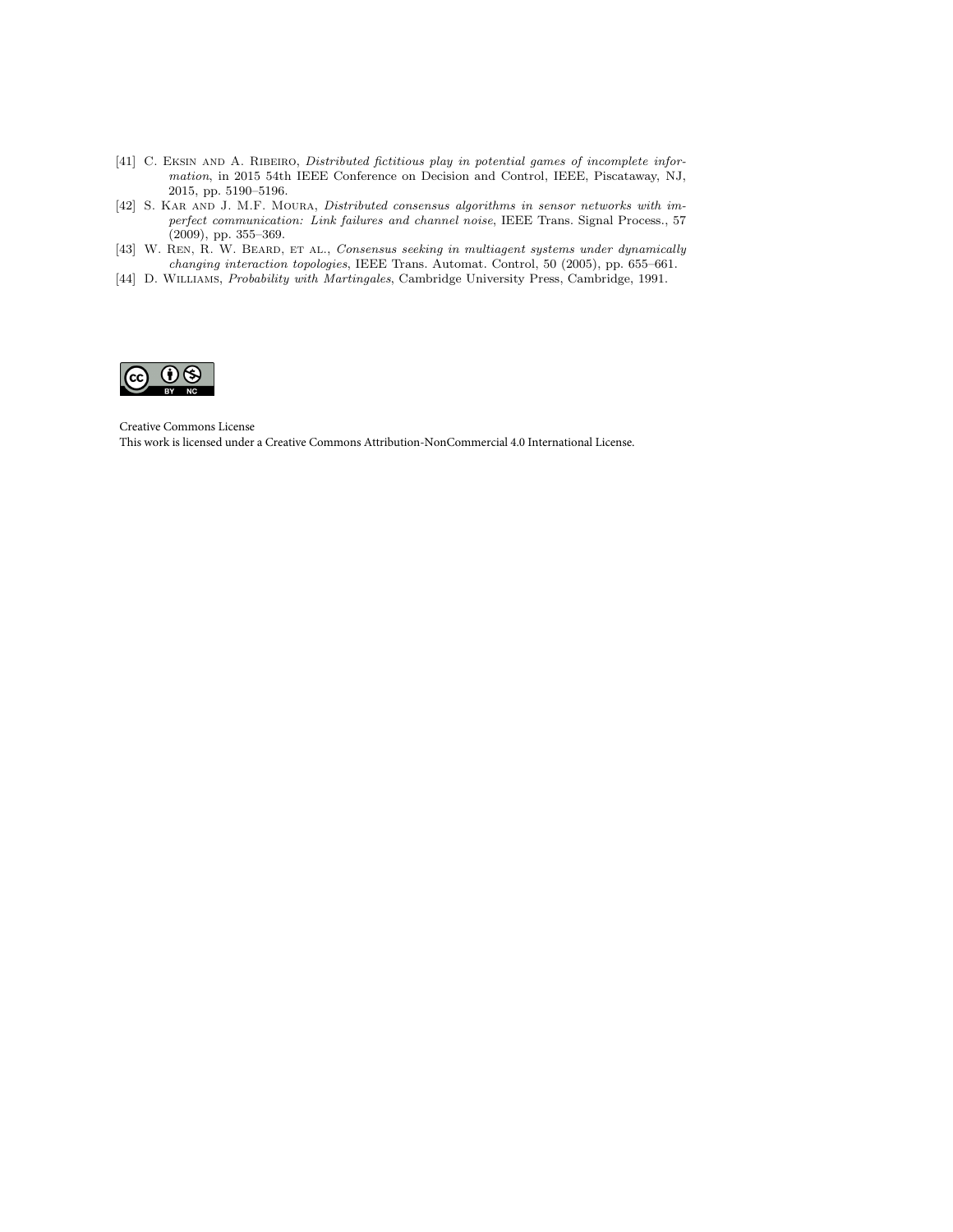[41] C. Eksin and A. Ribeiro, *Distributed fictitious play in potential games of incomplete information*, in 2015 54th IEEE Conference on Decision and Control, IEEE, Piscataway, NJ, 2015, pp. 5190–5196.

[42] S. Kar and J. M.F. Moura, *Distributed consensus algorithms in sensor networks with imperfect communication: Link failures and channel noise*, IEEE Trans. Signal Process., 57 (2009), pp. 355–369.

[43] W. Ren, R. W. Beard, et al., *Consensus seeking in multiagent systems under dynamically changing interaction topologies*, IEEE Trans. Automat. Control, 50 (2005), pp. 655–661.

[44] D. Williams, *Probability with Martingales*, Cambridge University Press, Cambridge, 1991.

Creative Commons License
This work is licensed under a Creative Commons Attribution-NonCommercial 4.0 International License.